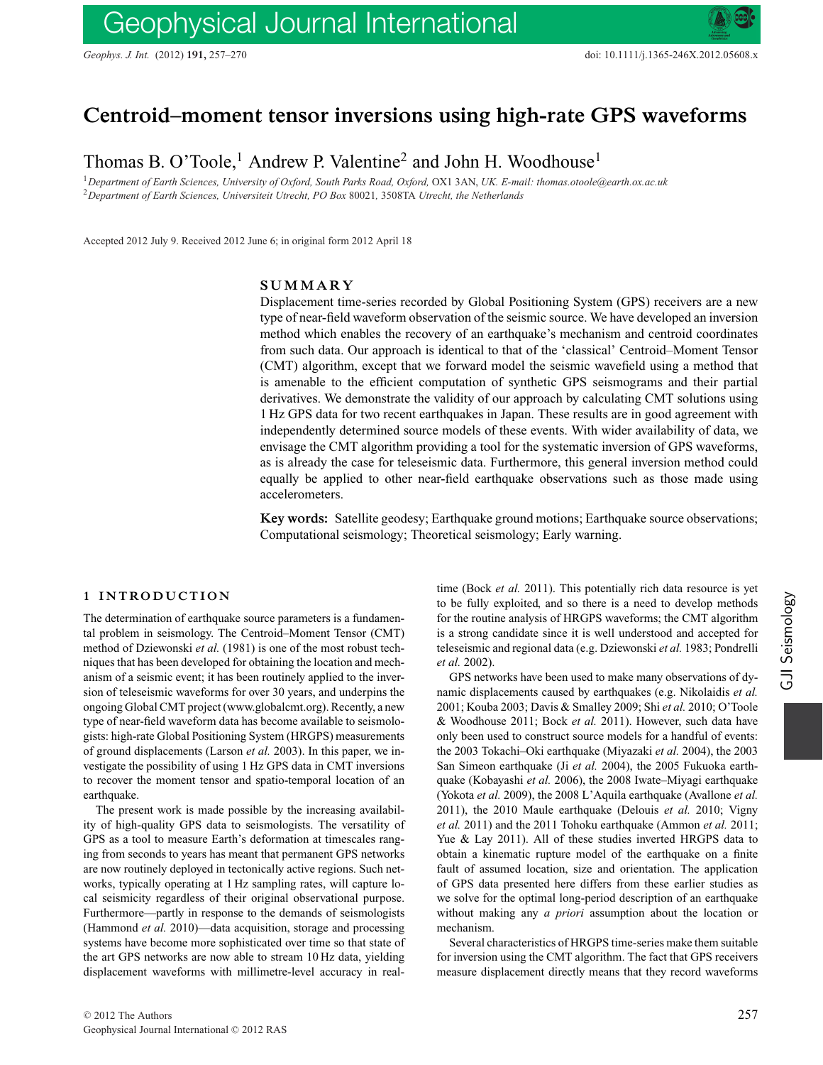# Centroid–moment tensor inversions using high-rate GPS waveforms

Thomas B. O'Toole,[1] Andrew P. Valentine[2] and John H. Woodhouse[1]

[1] *Department of Earth Sciences, University of Oxford, South Parks Road, Oxford,* OX1 3AN, *UK. E-mail: thomas.otoole@earth.ox.ac.uk*
[2] *Department of Earth Sciences, Universiteit Utrecht, PO Box* 80021, 3508TA *Utrecht, the Netherlands*

Accepted 2012 July 9. Received 2012 June 6; in original form 2012 April 18

## SUMMARY

Displacement time-series recorded by Global Positioning System (GPS) receivers are a new type of near-field waveform observation of the seismic source. We have developed an inversion method which enables the recovery of an earthquake's mechanism and centroid coordinates from such data. Our approach is identical to that of the 'classical' Centroid–Moment Tensor (CMT) algorithm, except that we forward model the seismic wavefield using a method that is amenable to the efficient computation of synthetic GPS seismograms and their partial derivatives. We demonstrate the validity of our approach by calculating CMT solutions using 1 Hz GPS data for two recent earthquakes in Japan. These results are in good agreement with independently determined source models of these events. With wider availability of data, we envisage the CMT algorithm providing a tool for the systematic inversion of GPS waveforms, as is already the case for teleseismic data. Furthermore, this general inversion method could equally be applied to other near-field earthquake observations such as those made using accelerometers.

**Key words:** Satellite geodesy; Earthquake ground motions; Earthquake source observations; Computational seismology; Theoretical seismology; Early warning.

## 1 INTRODUCTION

The determination of earthquake source parameters is a fundamental problem in seismology. The Centroid–Moment Tensor (CMT) method of Dziewonski *et al.* (1981) is one of the most robust techniques that has been developed for obtaining the location and mechanism of a seismic event; it has been routinely applied to the inversion of teleseismic waveforms for over 30 years, and underpins the ongoing Global CMT project (www.globalcmt.org). Recently, a new type of near-field waveform data has become available to seismologists: high-rate Global Positioning System (HRGPS) measurements of ground displacements (Larson *et al.* 2003). In this paper, we investigate the possibility of using 1 Hz GPS data in CMT inversions to recover the moment tensor and spatio-temporal location of an earthquake.

The present work is made possible by the increasing availability of high-quality GPS data to seismologists. The versatility of GPS as a tool to measure Earth's deformation at timescales ranging from seconds to years has meant that permanent GPS networks are now routinely deployed in tectonically active regions. Such networks, typically operating at 1 Hz sampling rates, will capture local seismicity regardless of their original observational purpose. Furthermore—partly in response to the demands of seismologists (Hammond *et al.* 2010)—data acquisition, storage and processing systems have become more sophisticated over time so that state of the art GPS networks are now able to stream 10 Hz data, yielding displacement waveforms with millimetre-level accuracy in real-time (Bock *et al.* 2011). This potentially rich data resource is yet to be fully exploited, and so there is a need to develop methods for the routine analysis of HRGPS waveforms; the CMT algorithm is a strong candidate since it is well understood and accepted for teleseismic and regional data (e.g. Dziewonski *et al.* 1983; Pondrelli *et al.* 2002).

GPS networks have been used to make many observations of dynamic displacements caused by earthquakes (e.g. Nikolaidis *et al.* 2001; Kouba 2003; Davis & Smalley 2009; Shi *et al.* 2010; O'Toole & Woodhouse 2011; Bock *et al.* 2011). However, such data have only been used to construct source models for a handful of events: the 2003 Tokachi–Oki earthquake (Miyazaki *et al.* 2004), the 2003 San Simeon earthquake (Ji *et al.* 2004), the 2005 Fukuoka earthquake (Kobayashi *et al.* 2006), the 2008 Iwate–Miyagi earthquake (Yokota *et al.* 2009), the 2008 L'Aquila earthquake (Avallone *et al.* 2011), the 2010 Maule earthquake (Delouis *et al.* 2010; Vigny *et al.* 2011) and the 2011 Tohoku earthquake (Ammon *et al.* 2011; Yue & Lay 2011). All of these studies inverted HRGPS data to obtain a kinematic rupture model of the earthquake on a finite fault of assumed location, size and orientation. The application of GPS data presented here differs from these earlier studies as we solve for the optimal long-period description of an earthquake without making any *a priori* assumption about the location or mechanism.

Several characteristics of HRGPS time-series make them suitable for inversion using the CMT algorithm. The fact that GPS receivers measure displacement directly means that they record waveforms

© 2012 The Authors
Geophysical Journal International © 2012 RAS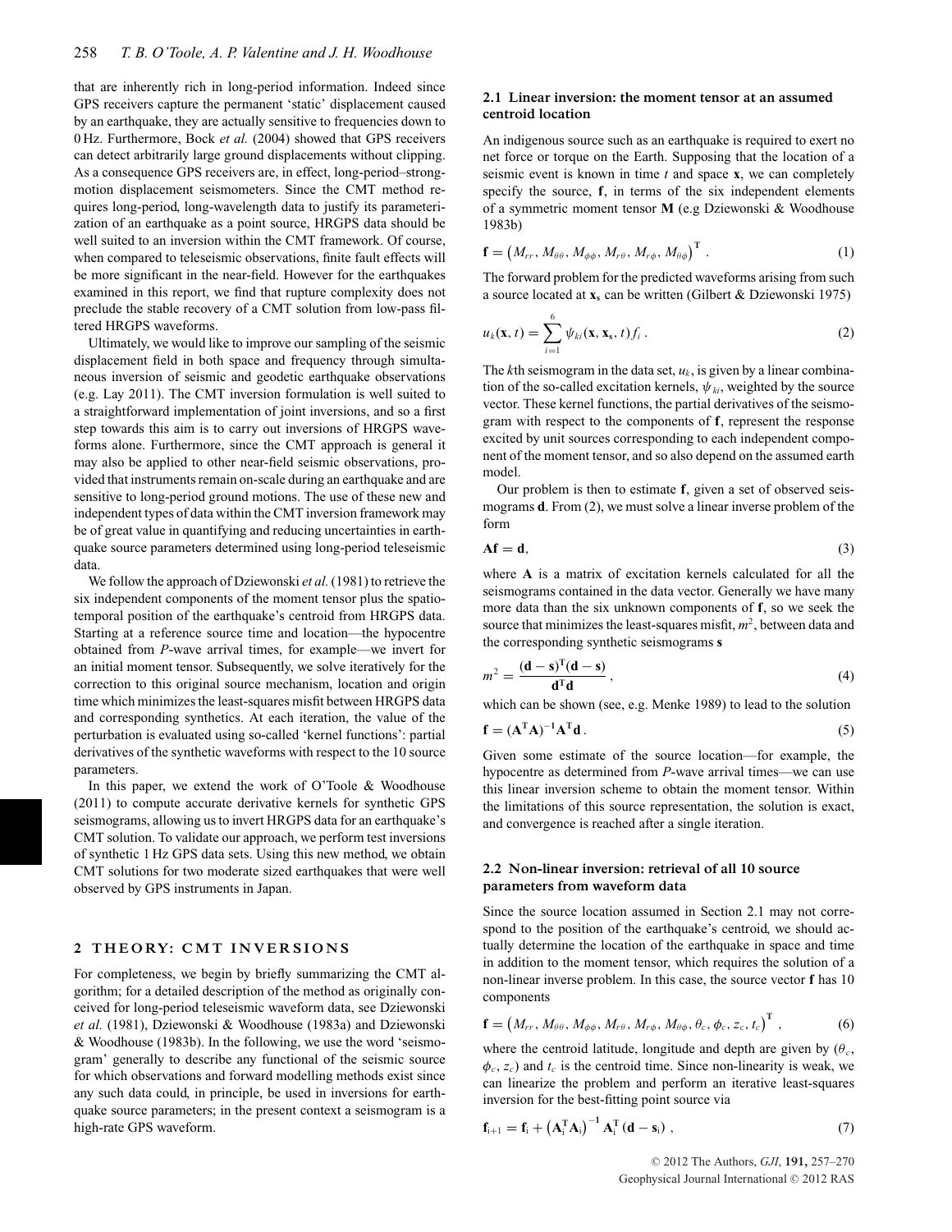that are inherently rich in long-period information. Indeed since GPS receivers capture the permanent 'static' displacement caused by an earthquake, they are actually sensitive to frequencies down to 0 Hz. Furthermore, Bock *et al.* (2004) showed that GPS receivers can detect arbitrarily large ground displacements without clipping. As a consequence GPS receivers are, in effect, long-period–strong-motion displacement seismometers. Since the CMT method requires long-period, long-wavelength data to justify its parameterization of an earthquake as a point source, HRGPS data should be well suited to an inversion within the CMT framework. Of course, when compared to teleseismic observations, finite fault effects will be more significant in the near-field. However for the earthquakes examined in this report, we find that rupture complexity does not preclude the stable recovery of a CMT solution from low-pass filtered HRGPS waveforms.

Ultimately, we would like to improve our sampling of the seismic displacement field in both space and frequency through simultaneous inversion of seismic and geodetic earthquake observations (e.g. Lay 2011). The CMT inversion formulation is well suited to a straightforward implementation of joint inversions, and so a first step towards this aim is to carry out inversions of HRGPS waveforms alone. Furthermore, since the CMT approach is general it may also be applied to other near-field seismic observations, provided that instruments remain on-scale during an earthquake and are sensitive to long-period ground motions. The use of these new and independent types of data within the CMT inversion framework may be of great value in quantifying and reducing uncertainties in earthquake source parameters determined using long-period teleseismic data.

We follow the approach of Dziewonski *et al.* (1981) to retrieve the six independent components of the moment tensor plus the spatiotemporal position of the earthquake's centroid from HRGPS data. Starting at a reference source time and location—the hypocentre obtained from *P*-wave arrival times, for example—we invert for an initial moment tensor. Subsequently, we solve iteratively for the correction to this original source mechanism, location and origin time which minimizes the least-squares misfit between HRGPS data and corresponding synthetics. At each iteration, the value of the perturbation is evaluated using so-called 'kernel functions': partial derivatives of the synthetic waveforms with respect to the 10 source parameters.

In this paper, we extend the work of O'Toole & Woodhouse (2011) to compute accurate derivative kernels for synthetic GPS seismograms, allowing us to invert HRGPS data for an earthquake's CMT solution. To validate our approach, we perform test inversions of synthetic 1 Hz GPS data sets. Using this new method, we obtain CMT solutions for two moderate sized earthquakes that were well observed by GPS instruments in Japan.

## 2 THEORY: CMT INVERSIONS

For completeness, we begin by briefly summarizing the CMT algorithm; for a detailed description of the method as originally conceived for long-period teleseismic waveform data, see Dziewonski *et al.* (1981), Dziewonski & Woodhouse (1983a) and Dziewonski & Woodhouse (1983b). In the following, we use the word 'seismogram' generally to describe any functional of the seismic source for which observations and forward modelling methods exist since any such data could, in principle, be used in inversions for earthquake source parameters; in the present context a seismogram is a high-rate GPS waveform.

### 2.1 Linear inversion: the moment tensor at an assumed centroid location

An indigenous source such as an earthquake is required to exert no net force or torque on the Earth. Supposing that the location of a seismic event is known in time $t$ and space $\mathbf{x}$, we can completely specify the source, $\mathbf{f}$, in terms of the six independent elements of a symmetric moment tensor $\mathbf{M}$ (e.g Dziewonski & Woodhouse 1983b)

$$\mathbf{f} = \left(M_{rr},\, M_{\theta\theta},\, M_{\phi\phi},\, M_{r\theta},\, M_{r\phi},\, M_{\theta\phi}\right)^{\mathbf{T}}\,. \tag{1}$$

The forward problem for the predicted waveforms arising from such a source located at $\mathbf{x_s}$ can be written (Gilbert & Dziewonski 1975)

$$u_k(\mathbf{x}, t) = \sum_{i=1}^{6} \psi_{ki}(\mathbf{x}, \mathbf{x_s}, t) f_i\,. \tag{2}$$

The $k$th seismogram in the data set, $u_k$, is given by a linear combination of the so-called excitation kernels, $\psi_{ki}$, weighted by the source vector. These kernel functions, the partial derivatives of the seismogram with respect to the components of $\mathbf{f}$, represent the response excited by unit sources corresponding to each independent component of the moment tensor, and so also depend on the assumed earth model.

Our problem is then to estimate $\mathbf{f}$, given a set of observed seismograms $\mathbf{d}$. From (2), we must solve a linear inverse problem of the form

$$\mathbf{A}\mathbf{f} = \mathbf{d}, \tag{3}$$

where $\mathbf{A}$ is a matrix of excitation kernels calculated for all the seismograms contained in the data vector. Generally we have many more data than the six unknown components of $\mathbf{f}$, so we seek the source that minimizes the least-squares misfit, $m^2$, between data and the corresponding synthetic seismograms $\mathbf{s}$

$$m^2 = \frac{(\mathbf{d} - \mathbf{s})^{\mathbf{T}}(\mathbf{d} - \mathbf{s})}{\mathbf{d}^{\mathbf{T}}\mathbf{d}}\,, \tag{4}$$

which can be shown (see, e.g. Menke 1989) to lead to the solution

$$\mathbf{f} = (\mathbf{A}^{\mathbf{T}}\mathbf{A})^{-1}\mathbf{A}^{\mathbf{T}}\mathbf{d}\,. \tag{5}$$

Given some estimate of the source location—for example, the hypocentre as determined from *P*-wave arrival times—we can use this linear inversion scheme to obtain the moment tensor. Within the limitations of this source representation, the solution is exact, and convergence is reached after a single iteration.

### 2.2 Non-linear inversion: retrieval of all 10 source parameters from waveform data

Since the source location assumed in Section 2.1 may not correspond to the position of the earthquake's centroid, we should actually determine the location of the earthquake in space and time in addition to the moment tensor, which requires the solution of a non-linear inverse problem. In this case, the source vector $\mathbf{f}$ has 10 components

$$\mathbf{f} = \left(M_{rr},\, M_{\theta\theta},\, M_{\phi\phi},\, M_{r\theta},\, M_{r\phi},\, M_{\theta\phi},\, \theta_c,\, \phi_c,\, z_c,\, t_c\right)^{\mathbf{T}}\,, \tag{6}$$

where the centroid latitude, longitude and depth are given by ($\theta_c$, $\phi_c$, $z_c$) and $t_c$ is the centroid time. Since non-linearity is weak, we can linearize the problem and perform an iterative least-squares inversion for the best-fitting point source via

$$\mathbf{f}_{i+1} = \mathbf{f}_i + \left(\mathbf{A}_i^{\mathbf{T}}\mathbf{A}_i\right)^{-1}\mathbf{A}_i^{\mathbf{T}}\left(\mathbf{d} - \mathbf{s}_i\right)\,, \tag{7}$$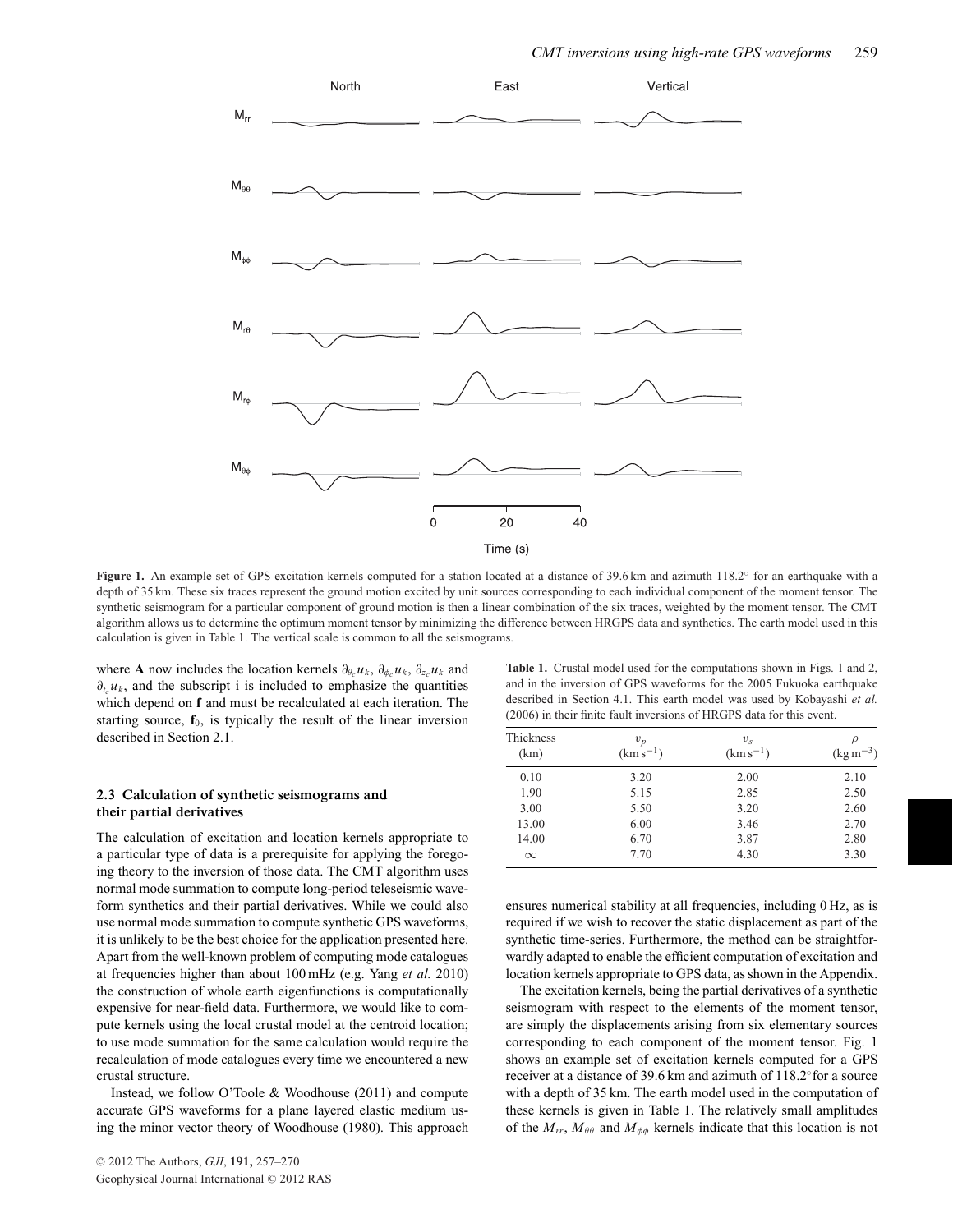Figure 1. An example set of GPS excitation kernels computed for a station located at a distance of 39.6 km and azimuth 118.2° for an earthquake with a depth of 35 km. These six traces represent the ground motion excited by unit sources corresponding to each individual component of the moment tensor. The synthetic seismogram for a particular component of ground motion is then a linear combination of the six traces, weighted by the moment tensor. The CMT algorithm allows us to determine the optimum moment tensor by minimizing the difference between HRGPS data and synthetics. The earth model used in this calculation is given in Table 1. The vertical scale is common to all the seismograms.

where **A** now includes the location kernels $\partial_{\theta_c} u_k$, $\partial_{\phi_c} u_k$, $\partial_{z_c} u_k$ and $\partial_{t_c} u_k$, and the subscript i is included to emphasize the quantities which depend on **f** and must be recalculated at each iteration. The starting source, $\mathbf{f}_0$, is typically the result of the linear inversion described in Section 2.1.

### 2.3 Calculation of synthetic seismograms and their partial derivatives

The calculation of excitation and location kernels appropriate to a particular type of data is a prerequisite for applying the foregoing theory to the inversion of those data. The CMT algorithm uses normal mode summation to compute long-period teleseismic waveform synthetics and their partial derivatives. While we could also use normal mode summation to compute synthetic GPS waveforms, it is unlikely to be the best choice for the application presented here. Apart from the well-known problem of computing mode catalogues at frequencies higher than about 100 mHz (e.g. Yang *et al.* 2010) the construction of whole earth eigenfunctions is computationally expensive for near-field data. Furthermore, we would like to compute kernels using the local crustal model at the centroid location; to use mode summation for the same calculation would require the recalculation of mode catalogues every time we encountered a new crustal structure.

Instead, we follow O'Toole & Woodhouse (2011) and compute accurate GPS waveforms for a plane layered elastic medium using the minor vector theory of Woodhouse (1980). This approach ensures numerical stability at all frequencies, including 0 Hz, as is required if we wish to recover the static displacement as part of the synthetic time-series. Furthermore, the method can be straightforwardly adapted to enable the efficient computation of excitation and location kernels appropriate to GPS data, as shown in the Appendix.

**Table 1.** Crustal model used for the computations shown in Figs. 1 and 2, and in the inversion of GPS waveforms for the 2005 Fukuoka earthquake described in Section 4.1. This earth model was used by Kobayashi *et al.* (2006) in their finite fault inversions of HRGPS data for this event.

| Thickness (km) | $v_p$ (km s$^{-1}$) | $v_s$ (km s$^{-1}$) | $\rho$ (kg m$^{-3}$) |
|---|---|---|---|
| 0.10 | 3.20 | 2.00 | 2.10 |
| 1.90 | 5.15 | 2.85 | 2.50 |
| 3.00 | 5.50 | 3.20 | 2.60 |
| 13.00 | 6.00 | 3.46 | 2.70 |
| 14.00 | 6.70 | 3.87 | 2.80 |
| $\infty$ | 7.70 | 4.30 | 3.30 |

The excitation kernels, being the partial derivatives of a synthetic seismogram with respect to the elements of the moment tensor, are simply the displacements arising from six elementary sources corresponding to each component of the moment tensor. Fig. 1 shows an example set of excitation kernels computed for a GPS receiver at a distance of 39.6 km and azimuth of 118.2° for a source with a depth of 35 km. The earth model used in the computation of these kernels is given in Table 1. The relatively small amplitudes of the $M_{rr}$, $M_{\theta\theta}$ and $M_{\phi\phi}$ kernels indicate that this location is not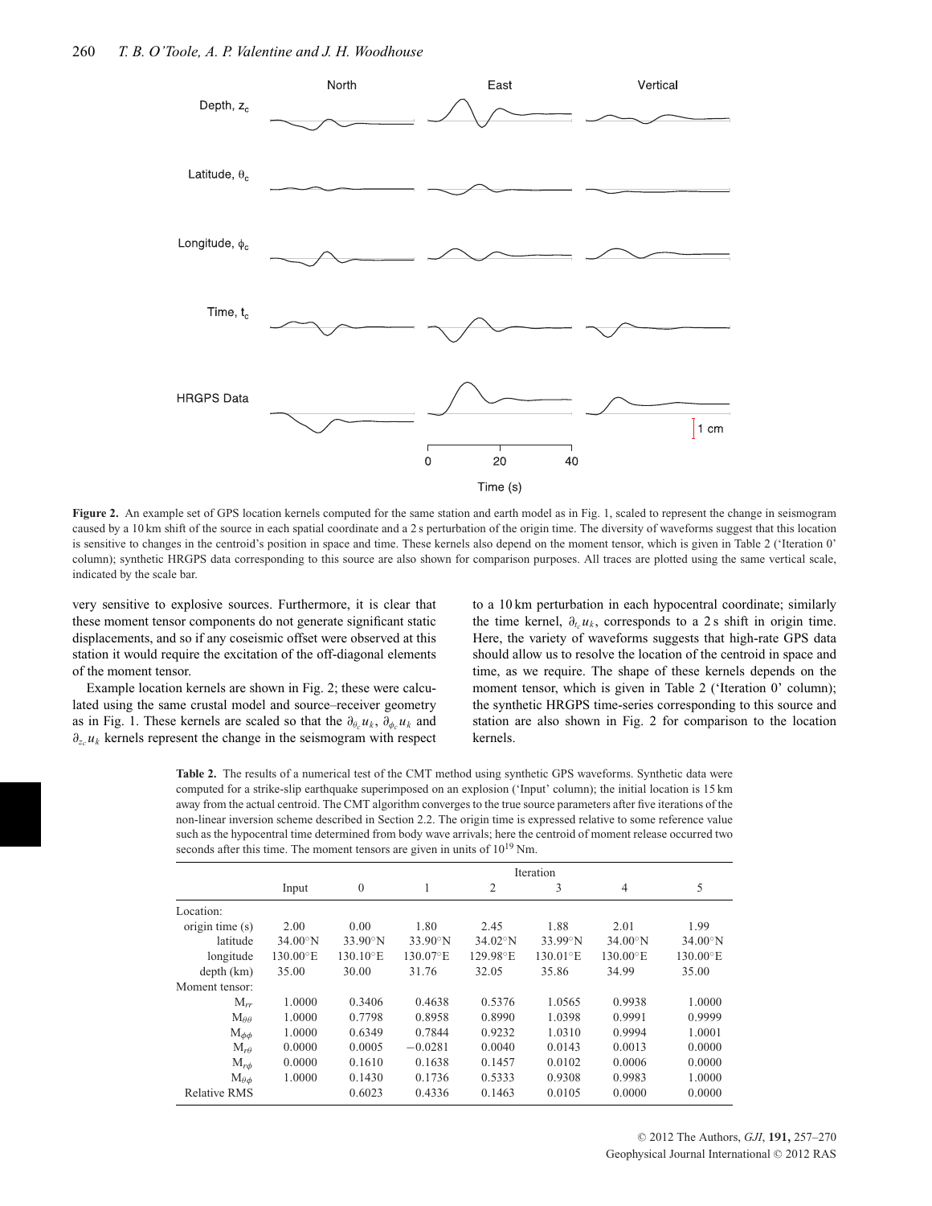**Figure 2.** An example set of GPS location kernels computed for the same station and earth model as in Fig. 1, scaled to represent the change in seismogram caused by a 10 km shift of the source in each spatial coordinate and a 2 s perturbation of the origin time. The diversity of waveforms suggest that this location is sensitive to changes in the centroid's position in space and time. These kernels also depend on the moment tensor, which is given in Table 2 ('Iteration 0' column); synthetic HRGPS data corresponding to this source are also shown for comparison purposes. All traces are plotted using the same vertical scale, indicated by the scale bar.

very sensitive to explosive sources. Furthermore, it is clear that these moment tensor components do not generate significant static displacements, and so if any coseismic offset were observed at this station it would require the excitation of the off-diagonal elements of the moment tensor.

Example location kernels are shown in Fig. 2; these were calculated using the same crustal model and source–receiver geometry as in Fig. 1. These kernels are scaled so that the $\partial_{\theta_c} u_k$, $\partial_{\phi_c} u_k$ and $\partial_{z_c} u_k$ kernels represent the change in the seismogram with respect to a 10 km perturbation in each hypocentral coordinate; similarly the time kernel, $\partial_{t_c} u_k$, corresponds to a 2 s shift in origin time. Here, the variety of waveforms suggests that high-rate GPS data should allow us to resolve the location of the centroid in space and time, as we require. The shape of these kernels depends on the moment tensor, which is given in Table 2 ('Iteration 0' column); the synthetic HRGPS time-series corresponding to this source and station are also shown in Fig. 2 for comparison to the location kernels.

**Table 2.** The results of a numerical test of the CMT method using synthetic GPS waveforms. Synthetic data were computed for a strike-slip earthquake superimposed on an explosion ('Input' column); the initial location is 15 km away from the actual centroid. The CMT algorithm converges to the true source parameters after five iterations of the non-linear inversion scheme described in Section 2.2. The origin time is expressed relative to some reference value such as the hypocentral time determined from body wave arrivals; here the centroid of moment release occurred two seconds after this time. The moment tensors are given in units of $10^{19}$ Nm.

| | Input | Iteration | | | | | |
|---|---|---|---|---|---|---|---|
| | | 0 | 1 | 2 | 3 | 4 | 5 |
| Location: | | | | | | | |
| origin time (s) | 2.00 | 0.00 | 1.80 | 2.45 | 1.88 | 2.01 | 1.99 |
| latitude | 34.00°N | 33.90°N | 33.90°N | 34.02°N | 33.99°N | 34.00°N | 34.00°N |
| longitude | 130.00°E | 130.10°E | 130.07°E | 129.98°E | 130.01°E | 130.00°E | 130.00°E |
| depth (km) | 35.00 | 30.00 | 31.76 | 32.05 | 35.86 | 34.99 | 35.00 |
| Moment tensor: | | | | | | | |
| $M_{rr}$ | 1.0000 | 0.3406 | 0.4638 | 0.5376 | 1.0565 | 0.9938 | 1.0000 |
| $M_{\theta\theta}$ | 1.0000 | 0.7798 | 0.8958 | 0.8990 | 1.0398 | 0.9991 | 0.9999 |
| $M_{\phi\phi}$ | 1.0000 | 0.6349 | 0.7844 | 0.9232 | 1.0310 | 0.9994 | 1.0001 |
| $M_{r\theta}$ | 0.0000 | 0.0005 | −0.0281 | 0.0040 | 0.0143 | 0.0013 | 0.0000 |
| $M_{r\phi}$ | 0.0000 | 0.1610 | 0.1638 | 0.1457 | 0.0102 | 0.0006 | 0.0000 |
| $M_{\theta\phi}$ | 1.0000 | 0.1430 | 0.1736 | 0.5333 | 0.9308 | 0.9983 | 1.0000 |
| Relative RMS | | 0.6023 | 0.4336 | 0.1463 | 0.0105 | 0.0000 | 0.0000 |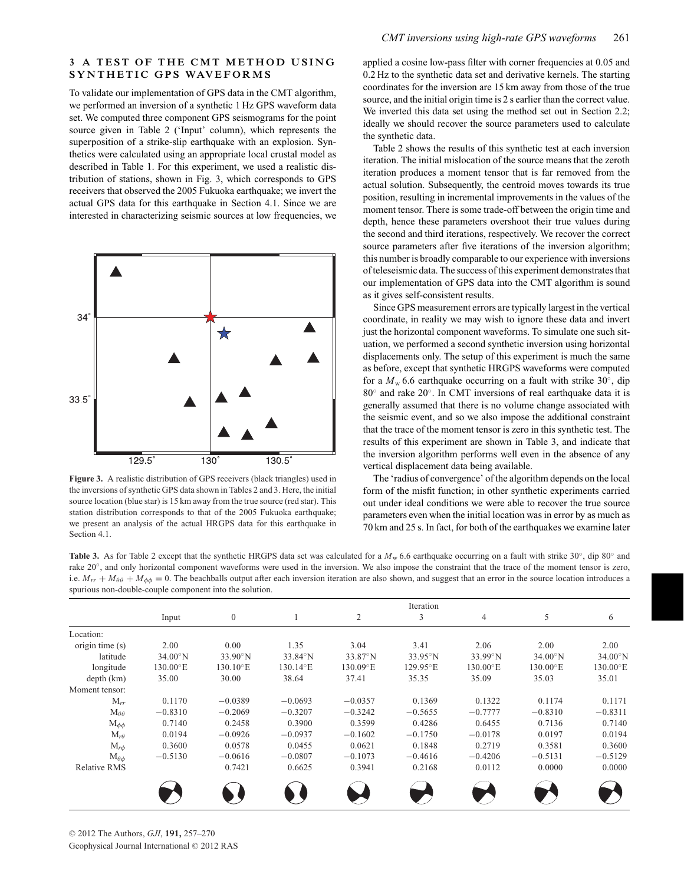## 3 A TEST OF THE CMT METHOD USING SYNTHETIC GPS WAVEFORMS

To validate our implementation of GPS data in the CMT algorithm, we performed an inversion of a synthetic 1 Hz GPS waveform data set. We computed three component GPS seismograms for the point source given in Table 2 ('Input' column), which represents the superposition of a strike-slip earthquake with an explosion. Synthetics were calculated using an appropriate local crustal model as described in Table 1. For this experiment, we used a realistic distribution of stations, shown in Fig. 3, which corresponds to GPS receivers that observed the 2005 Fukuoka earthquake; we invert the actual GPS data for this earthquake in Section 4.1. Since we are interested in characterizing seismic sources at low frequencies, we applied a cosine low-pass filter with corner frequencies at 0.05 and 0.2 Hz to the synthetic data set and derivative kernels. The starting coordinates for the inversion are 15 km away from those of the true source, and the initial origin time is 2 s earlier than the correct value. We inverted this data set using the method set out in Section 2.2; ideally we should recover the source parameters used to calculate the synthetic data.

**Figure 3.** A realistic distribution of GPS receivers (black triangles) used in the inversions of synthetic GPS data shown in Tables 2 and 3. Here, the initial source location (blue star) is 15 km away from the true source (red star). This station distribution corresponds to that of the 2005 Fukuoka earthquake; we present an analysis of the actual HRGPS data for this earthquake in Section 4.1.

Table 2 shows the results of this synthetic test at each inversion iteration. The initial mislocation of the source means that the zeroth iteration produces a moment tensor that is far removed from the actual solution. Subsequently, the centroid moves towards its true position, resulting in incremental improvements in the values of the moment tensor. There is some trade-off between the origin time and depth, hence these parameters overshoot their true values during the second and third iterations, respectively. We recover the correct source parameters after five iterations of the inversion algorithm; this number is broadly comparable to our experience with inversions of teleseismic data. The success of this experiment demonstrates that our implementation of GPS data into the CMT algorithm is sound as it gives self-consistent results.

Since GPS measurement errors are typically largest in the vertical coordinate, in reality we may wish to ignore these data and invert just the horizontal component waveforms. To simulate one such situation, we performed a second synthetic inversion using horizontal displacements only. The setup of this experiment is much the same as before, except that synthetic HRGPS waveforms were computed for a $M_w$ 6.6 earthquake occurring on a fault with strike 30°, dip 80° and rake 20°. In CMT inversions of real earthquake data it is generally assumed that there is no volume change associated with the seismic event, and so we also impose the additional constraint that the trace of the moment tensor is zero in this synthetic test. The results of this experiment are shown in Table 3, and indicate that the inversion algorithm performs well even in the absence of any vertical displacement data being available.

The 'radius of convergence' of the algorithm depends on the local form of the misfit function; in other synthetic experiments carried out under ideal conditions we were able to recover the true source parameters even when the initial location was in error by as much as 70 km and 25 s. In fact, for both of the earthquakes we examine later

**Table 3.** As for Table 2 except that the synthetic HRGPS data set was calculated for a $M_w$ 6.6 earthquake occurring on a fault with strike 30°, dip 80° and rake 20°, and only horizontal component waveforms were used in the inversion. We also impose the constraint that the trace of the moment tensor is zero, i.e. $M_{rr} + M_{\theta\theta} + M_{\phi\phi} = 0$. The beachballs output after each inversion iteration are also shown, and suggest that an error in the source location introduces a spurious non-double-couple component into the solution.

| | Input | Iteration 0 | 1 | 2 | 3 | 4 | 5 | 6 |
|---|---|---|---|---|---|---|---|---|
| Location: | | | | | | | | |
| origin time (s) | 2.00 | 0.00 | 1.35 | 3.04 | 3.41 | 2.06 | 2.00 | 2.00 |
| latitude | 34.00°N | 33.90°N | 33.84°N | 33.87°N | 33.95°N | 33.99°N | 34.00°N | 34.00°N |
| longitude | 130.00°E | 130.10°E | 130.14°E | 130.09°E | 129.95°E | 130.00°E | 130.00°E | 130.00°E |
| depth (km) | 35.00 | 30.00 | 38.64 | 37.41 | 35.35 | 35.09 | 35.03 | 35.01 |
| Moment tensor: | | | | | | | | |
| $M_{rr}$ | 0.1170 | −0.0389 | −0.0693 | −0.0357 | 0.1369 | 0.1322 | 0.1174 | 0.1171 |
| $M_{\theta\theta}$ | −0.8310 | −0.2069 | −0.3207 | −0.3242 | −0.5655 | −0.7777 | −0.8310 | −0.8311 |
| $M_{\phi\phi}$ | 0.7140 | 0.2458 | 0.3900 | 0.3599 | 0.4286 | 0.6455 | 0.7136 | 0.7140 |
| $M_{r\theta}$ | 0.0194 | −0.0926 | −0.0937 | −0.1602 | −0.1750 | −0.0178 | 0.0197 | 0.0194 |
| $M_{r\phi}$ | 0.3600 | 0.0578 | 0.0455 | 0.0621 | 0.1848 | 0.2719 | 0.3581 | 0.3600 |
| $M_{\theta\phi}$ | −0.5130 | −0.0616 | −0.0807 | −0.1073 | −0.4616 | −0.4206 | −0.5131 | −0.5129 |
| Relative RMS | | 0.7421 | 0.6625 | 0.3941 | 0.2168 | 0.0112 | 0.0000 | 0.0000 |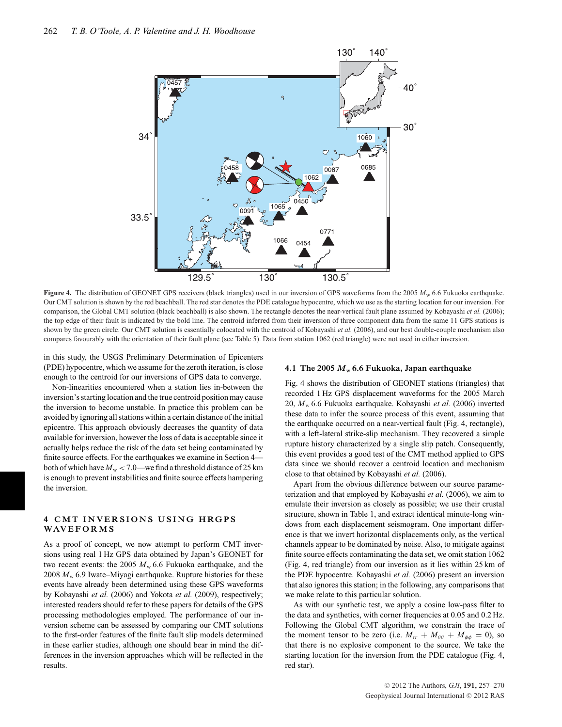Figure 4. The distribution of GEONET GPS receivers (black triangles) used in our inversion of GPS waveforms from the 2005 $M_w$ 6.6 Fukuoka earthquake. Our CMT solution is shown by the red beachball. The red star denotes the PDE catalogue hypocentre, which we use as the starting location for our inversion. For comparison, the Global CMT solution (black beachball) is also shown. The rectangle denotes the near-vertical fault plane assumed by Kobayashi *et al.* (2006); the top edge of their fault is indicated by the bold line. The centroid inferred from their inversion of three component data from the same 11 GPS stations is shown by the green circle. Our CMT solution is essentially colocated with the centroid of Kobayashi *et al.* (2006), and our best double-couple mechanism also compares favourably with the orientation of their fault plane (see Table 5). Data from station 1062 (red triangle) were not used in either inversion.

in this study, the USGS Preliminary Determination of Epicenters (PDE) hypocentre, which we assume for the zeroth iteration, is close enough to the centroid for our inversions of GPS data to converge.

Non-linearities encountered when a station lies in-between the inversion's starting location and the true centroid position may cause the inversion to become unstable. In practice this problem can be avoided by ignoring all stations within a certain distance of the initial epicentre. This approach obviously decreases the quantity of data available for inversion, however the loss of data is acceptable since it actually helps reduce the risk of the data set being contaminated by finite source effects. For the earthquakes we examine in Section 4—both of which have $M_w < 7.0$—we find a threshold distance of 25 km is enough to prevent instabilities and finite source effects hampering the inversion.

## 4 CMT INVERSIONS USING HRGPS WAVEFORMS

As a proof of concept, we now attempt to perform CMT inversions using real 1 Hz GPS data obtained by Japan's GEONET for two recent events: the 2005 $M_w$ 6.6 Fukuoka earthquake, and the 2008 $M_w$ 6.9 Iwate–Miyagi earthquake. Rupture histories for these events have already been determined using these GPS waveforms by Kobayashi *et al.* (2006) and Yokota *et al.* (2009), respectively; interested readers should refer to these papers for details of the GPS processing methodologies employed. The performance of our inversion scheme can be assessed by comparing our CMT solutions to the first-order features of the finite fault slip models determined in these earlier studies, although one should bear in mind the differences in the inversion approaches which will be reflected in the results.

### 4.1 The 2005 $M_w$ 6.6 Fukuoka, Japan earthquake

Fig. 4 shows the distribution of GEONET stations (triangles) that recorded 1 Hz GPS displacement waveforms for the 2005 March 20, $M_w$ 6.6 Fukuoka earthquake. Kobayashi *et al.* (2006) inverted these data to infer the source process of this event, assuming that the earthquake occurred on a near-vertical fault (Fig. 4, rectangle), with a left-lateral strike-slip mechanism. They recovered a simple rupture history characterized by a single slip patch. Consequently, this event provides a good test of the CMT method applied to GPS data since we should recover a centroid location and mechanism close to that obtained by Kobayashi *et al.* (2006).

Apart from the obvious difference between our source parameterization and that employed by Kobayashi *et al.* (2006), we aim to emulate their inversion as closely as possible; we use their crustal structure, shown in Table 1, and extract identical minute-long windows from each displacement seismogram. One important difference is that we invert horizontal displacements only, as the vertical channels appear to be dominated by noise. Also, to mitigate against finite source effects contaminating the data set, we omit station 1062 (Fig. 4, red triangle) from our inversion as it lies within 25 km of the PDE hypocentre. Kobayashi *et al.* (2006) present an inversion that also ignores this station; in the following, any comparisons that we make relate to this particular solution.

As with our synthetic test, we apply a cosine low-pass filter to the data and synthetics, with corner frequencies at 0.05 and 0.2 Hz. Following the Global CMT algorithm, we constrain the trace of the moment tensor to be zero (i.e. $M_{rr} + M_{\theta\theta} + M_{\phi\phi} = 0$), so that there is no explosive component to the source. We take the starting location for the inversion from the PDE catalogue (Fig. 4, red star).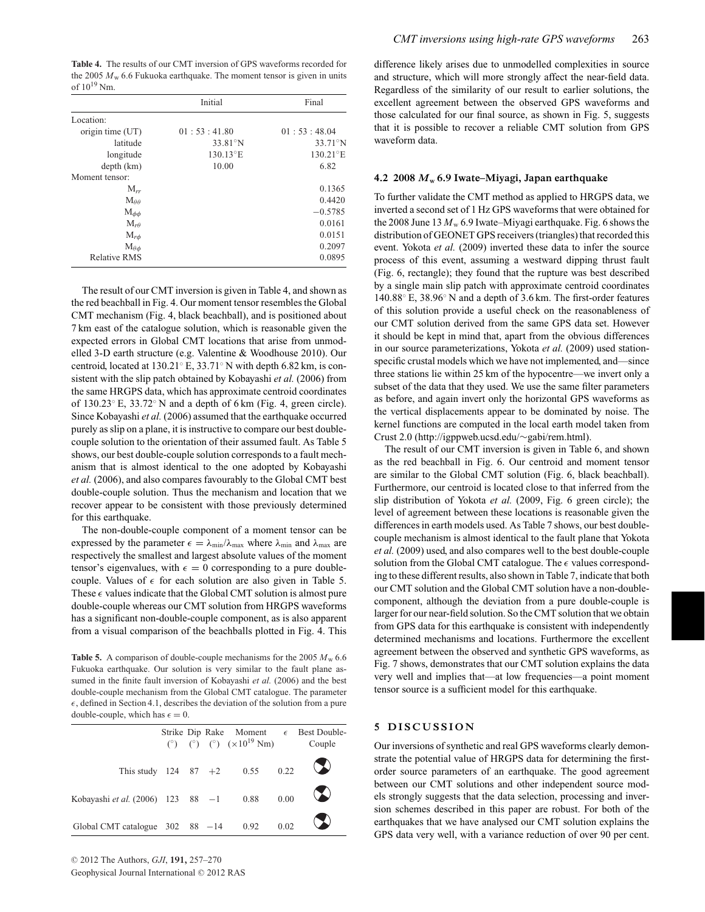**Table 4.** The results of our CMT inversion of GPS waveforms recorded for the 2005 $M_w$ 6.6 Fukuoka earthquake. The moment tensor is given in units of $10^{19}$ Nm.

| | Initial | Final |
|---|---|---|
| Location: | | |
| origin time (UT) | 01 : 53 : 41.80 | 01 : 53 : 48.04 |
| latitude | 33.81°N | 33.71°N |
| longitude | 130.13°E | 130.21°E |
| depth (km) | 10.00 | 6.82 |
| Moment tensor: | | |
| $M_{rr}$ | | 0.1365 |
| $M_{\theta\theta}$ | | 0.4420 |
| $M_{\phi\phi}$ | | −0.5785 |
| $M_{r\theta}$ | | 0.0161 |
| $M_{r\phi}$ | | 0.0151 |
| $M_{\theta\phi}$ | | 0.2097 |
| Relative RMS | | 0.0895 |

The result of our CMT inversion is given in Table 4, and shown as the red beachball in Fig. 4. Our moment tensor resembles the Global CMT mechanism (Fig. 4, black beachball), and is positioned about 7 km east of the catalogue solution, which is reasonable given the expected errors in Global CMT locations that arise from unmodelled 3-D earth structure (e.g. Valentine & Woodhouse 2010). Our centroid, located at 130.21° E, 33.71° N with depth 6.82 km, is consistent with the slip patch obtained by Kobayashi *et al.* (2006) from the same HRGPS data, which has approximate centroid coordinates of 130.23° E, 33.72° N and a depth of 6 km (Fig. 4, green circle). Since Kobayashi *et al.* (2006) assumed that the earthquake occurred purely as slip on a plane, it is instructive to compare our best double-couple solution to the orientation of their assumed fault. As Table 5 shows, our best double-couple solution corresponds to a fault mechanism that is almost identical to the one adopted by Kobayashi *et al.* (2006), and also compares favourably to the Global CMT best double-couple solution. Thus the mechanism and location that we recover appear to be consistent with those previously determined for this earthquake.

The non-double-couple component of a moment tensor can be expressed by the parameter $\epsilon = \lambda_{min}/\lambda_{max}$ where $\lambda_{min}$ and $\lambda_{max}$ are respectively the smallest and largest absolute values of the moment tensor's eigenvalues, with $\epsilon = 0$ corresponding to a pure double-couple. Values of $\epsilon$ for each solution are also given in Table 5. These $\epsilon$ values indicate that the Global CMT solution is almost pure double-couple whereas our CMT solution from HRGPS waveforms has a significant non-double-couple component, as is also apparent from a visual comparison of the beachballs plotted in Fig. 4. This difference likely arises due to unmodelled complexities in source and structure, which will more strongly affect the near-field data. Regardless of the similarity of our result to earlier solutions, the excellent agreement between the observed GPS waveforms and those calculated for our final source, as shown in Fig. 5, suggests that it is possible to recover a reliable CMT solution from GPS waveform data.

**Table 5.** A comparison of double-couple mechanisms for the 2005 $M_w$ 6.6 Fukuoka earthquake. Our solution is very similar to the fault plane assumed in the finite fault inversion of Kobayashi *et al.* (2006) and the best double-couple mechanism from the Global CMT catalogue. The parameter $\epsilon$, defined in Section 4.1, describes the deviation of the solution from a pure double-couple, which has $\epsilon = 0$.

| | Strike (°) | Dip (°) | Rake (°) | Moment ($\times 10^{19}$ Nm) | $\epsilon$ | Best Double-Couple |
|---|---|---|---|---|---|---|
| This study | 124 | 87 | +2 | 0.55 | 0.22 | |
| Kobayashi *et al.* (2006) | 123 | 88 | −1 | 0.88 | 0.00 | |
| Global CMT catalogue | 302 | 88 | −14 | 0.92 | 0.02 | |

### 4.2 2008 $M_w$ 6.9 Iwate–Miyagi, Japan earthquake

To further validate the CMT method as applied to HRGPS data, we inverted a second set of 1 Hz GPS waveforms that were obtained for the 2008 June 13 $M_w$ 6.9 Iwate–Miyagi earthquake. Fig. 6 shows the distribution of GEONET GPS receivers (triangles) that recorded this event. Yokota *et al.* (2009) inverted these data to infer the source process of this event, assuming a westward dipping thrust fault (Fig. 6, rectangle); they found that the rupture was best described by a single main slip patch with approximate centroid coordinates 140.88° E, 38.96° N and a depth of 3.6 km. The first-order features of this solution provide a useful check on the reasonableness of our CMT solution derived from the same GPS data set. However it should be kept in mind that, apart from the obvious differences in our source parameterizations, Yokota *et al.* (2009) used station-specific crustal models which we have not implemented, and—since three stations lie within 25 km of the hypocentre—we invert only a subset of the data that they used. We use the same filter parameters as before, and again invert only the horizontal GPS waveforms as the vertical displacements appear to be dominated by noise. The kernel functions are computed in the local earth model taken from Crust 2.0 (http://igppweb.ucsd.edu/~gabi/rem.html).

The result of our CMT inversion is given in Table 6, and shown as the red beachball in Fig. 6. Our centroid and moment tensor are similar to the Global CMT solution (Fig. 6, black beachball). Furthermore, our centroid is located close to that inferred from the slip distribution of Yokota *et al.* (2009, Fig. 6 green circle); the level of agreement between these locations is reasonable given the differences in earth models used. As Table 7 shows, our best double-couple mechanism is almost identical to the fault plane that Yokota *et al.* (2009) used, and also compares well to the best double-couple solution from the Global CMT catalogue. The $\epsilon$ values corresponding to these different results, also shown in Table 7, indicate that both our CMT solution and the Global CMT solution have a non-double-component, although the deviation from a pure double-couple is larger for our near-field solution. So the CMT solution that we obtain from GPS data for this earthquake is consistent with independently determined mechanisms and locations. Furthermore the excellent agreement between the observed and synthetic GPS waveforms, as Fig. 7 shows, demonstrates that our CMT solution explains the data very well and implies that—at low frequencies—a point moment tensor source is a sufficient model for this earthquake.

## 5 DISCUSSION

Our inversions of synthetic and real GPS waveforms clearly demonstrate the potential value of HRGPS data for determining the first-order source parameters of an earthquake. The good agreement between our CMT solutions and other independent source models strongly suggests that the data selection, processing and inversion schemes described in this paper are robust. For both of the earthquakes that we have analysed our CMT solution explains the GPS data very well, with a variance reduction of over 90 per cent.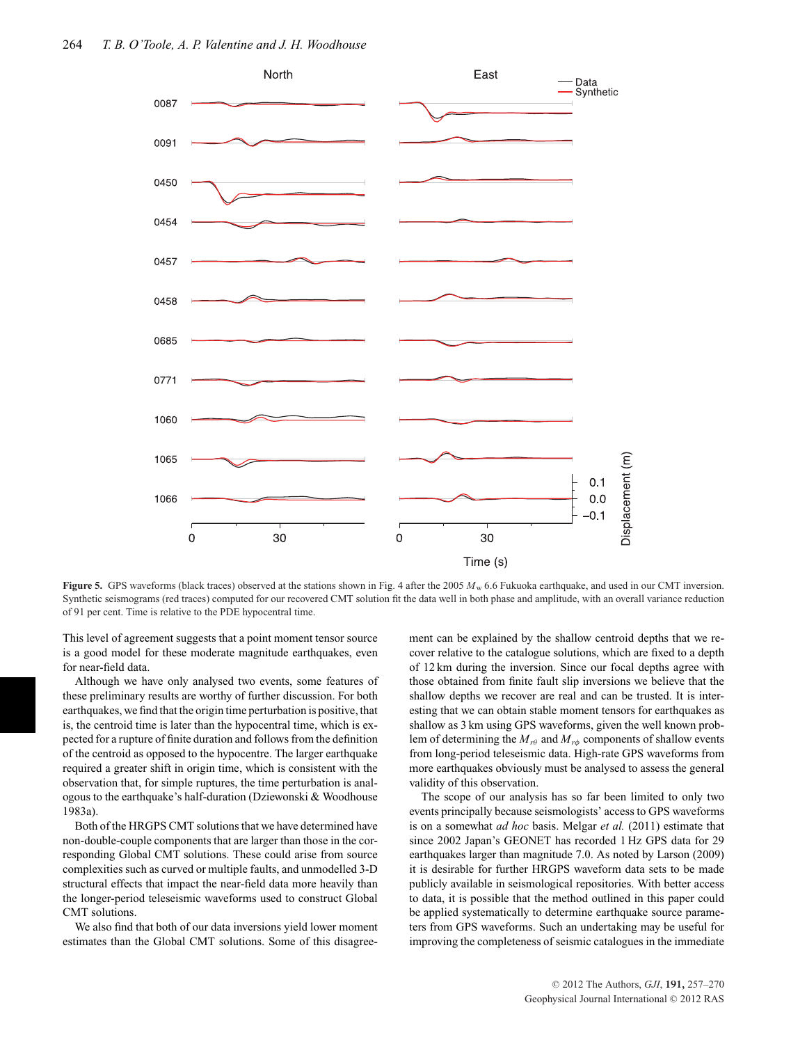**Figure 5.** GPS waveforms (black traces) observed at the stations shown in Fig. 4 after the 2005 $M_w$ 6.6 Fukuoka earthquake, and used in our CMT inversion. Synthetic seismograms (red traces) computed for our recovered CMT solution fit the data well in both phase and amplitude, with an overall variance reduction of 91 per cent. Time is relative to the PDE hypocentral time.

This level of agreement suggests that a point moment tensor source is a good model for these moderate magnitude earthquakes, even for near-field data.

Although we have only analysed two events, some features of these preliminary results are worthy of further discussion. For both earthquakes, we find that the origin time perturbation is positive, that is, the centroid time is later than the hypocentral time, which is expected for a rupture of finite duration and follows from the definition of the centroid as opposed to the hypocentre. The larger earthquake required a greater shift in origin time, which is consistent with the observation that, for simple ruptures, the time perturbation is analogous to the earthquake's half-duration (Dziewonski & Woodhouse 1983a).

Both of the HRGPS CMT solutions that we have determined have non-double-couple components that are larger than those in the corresponding Global CMT solutions. These could arise from source complexities such as curved or multiple faults, and unmodelled 3-D structural effects that impact the near-field data more heavily than the longer-period teleseismic waveforms used to construct Global CMT solutions.

We also find that both of our data inversions yield lower moment estimates than the Global CMT solutions. Some of this disagreement can be explained by the shallow centroid depths that we recover relative to the catalogue solutions, which are fixed to a depth of 12 km during the inversion. Since our focal depths agree with those obtained from finite fault slip inversions we believe that the shallow depths we recover are real and can be trusted. It is interesting that we can obtain stable moment tensors for earthquakes as shallow as 3 km using GPS waveforms, given the well known problem of determining the $M_{r\theta}$ and $M_{r\phi}$ components of shallow events from long-period teleseismic data. High-rate GPS waveforms from more earthquakes obviously must be analysed to assess the general validity of this observation.

The scope of our analysis has so far been limited to only two events principally because seismologists' access to GPS waveforms is on a somewhat *ad hoc* basis. Melgar *et al.* (2011) estimate that since 2002 Japan's GEONET has recorded 1 Hz GPS data for 29 earthquakes larger than magnitude 7.0. As noted by Larson (2009) it is desirable for further HRGPS waveform data sets to be made publicly available in seismological repositories. With better access to data, it is possible that the method outlined in this paper could be applied systematically to determine earthquake source parameters from GPS waveforms. Such an undertaking may be useful for improving the completeness of seismic catalogues in the immediate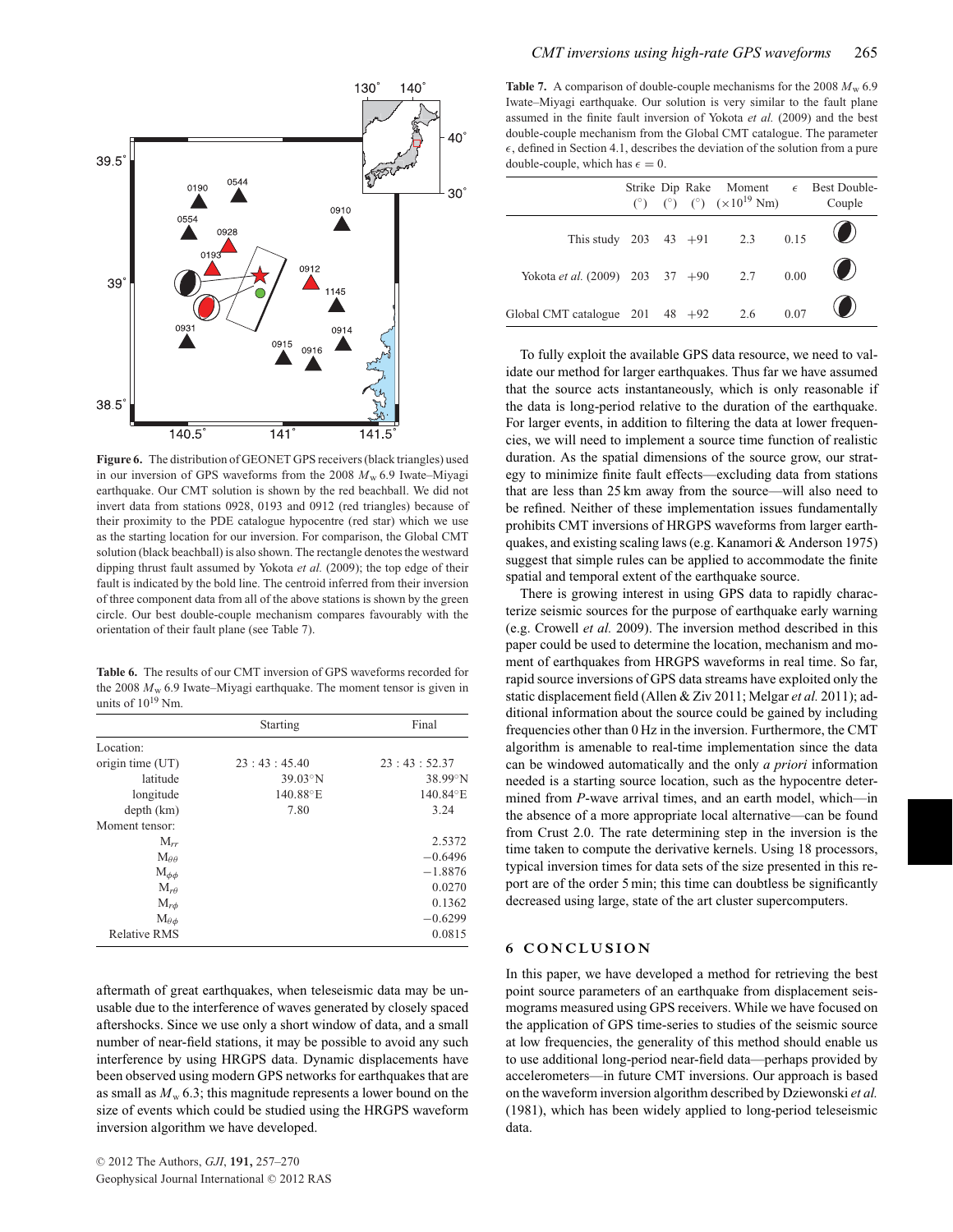Figure 6. The distribution of GEONET GPS receivers (black triangles) used in our inversion of GPS waveforms from the 2008 $M_w$ 6.9 Iwate–Miyagi earthquake. Our CMT solution is shown by the red beachball. We did not invert data from stations 0928, 0193 and 0912 (red triangles) because of their proximity to the PDE catalogue hypocentre (red star) which we use as the starting location for our inversion. For comparison, the Global CMT solution (black beachball) is also shown. The rectangle denotes the westward dipping thrust fault assumed by Yokota *et al.* (2009); the top edge of their fault is indicated by the bold line. The centroid inferred from their inversion of three component data from all of the above stations is shown by the green circle. Our best double-couple mechanism compares favourably with the orientation of their fault plane (see Table 7).

**Table 6.** The results of our CMT inversion of GPS waveforms recorded for the 2008 $M_w$ 6.9 Iwate–Miyagi earthquake. The moment tensor is given in units of $10^{19}$ Nm.

| | Starting | Final |
|---|---|---|
| Location: | | |
| origin time (UT) | 23 : 43 : 45.40 | 23 : 43 : 52.37 |
| latitude | 39.03°N | 38.99°N |
| longitude | 140.88°E | 140.84°E |
| depth (km) | 7.80 | 3.24 |
| Moment tensor: | | |
| $M_{rr}$ | | 2.5372 |
| $M_{\theta\theta}$ | | −0.6496 |
| $M_{\phi\phi}$ | | −1.8876 |
| $M_{r\theta}$ | | 0.0270 |
| $M_{r\phi}$ | | 0.1362 |
| $M_{\theta\phi}$ | | −0.6299 |
| Relative RMS | | 0.0815 |

aftermath of great earthquakes, when teleseismic data may be unusable due to the interference of waves generated by closely spaced aftershocks. Since we use only a short window of data, and a small number of near-field stations, it may be possible to avoid any such interference by using HRGPS data. Dynamic displacements have been observed using modern GPS networks for earthquakes that are as small as $M_w$ 6.3; this magnitude represents a lower bound on the size of events which could be studied using the HRGPS waveform inversion algorithm we have developed.

**Table 7.** A comparison of double-couple mechanisms for the 2008 $M_w$ 6.9 Iwate–Miyagi earthquake. Our solution is very similar to the fault plane assumed in the finite fault inversion of Yokota *et al.* (2009) and the best double-couple mechanism from the Global CMT catalogue. The parameter $\epsilon$, defined in Section 4.1, describes the deviation of the solution from a pure double-couple, which has $\epsilon = 0$.

| | Strike (°) | Dip (°) | Rake (°) | Moment ($\times 10^{19}$ Nm) | $\epsilon$ | Best Double-Couple |
|---|---|---|---|---|---|---|
| This study | 203 | 43 | +91 | 2.3 | 0.15 | |
| Yokota *et al.* (2009) | 203 | 37 | +90 | 2.7 | 0.00 | |
| Global CMT catalogue | 201 | 48 | +92 | 2.6 | 0.07 | |

To fully exploit the available GPS data resource, we need to validate our method for larger earthquakes. Thus far we have assumed that the source acts instantaneously, which is only reasonable if the data is long-period relative to the duration of the earthquake. For larger events, in addition to filtering the data at lower frequencies, we will need to implement a source time function of realistic duration. As the spatial dimensions of the source grow, our strategy to minimize finite fault effects—excluding data from stations that are less than 25 km away from the source—will also need to be refined. Neither of these implementation issues fundamentally prohibits CMT inversions of HRGPS waveforms from larger earthquakes, and existing scaling laws (e.g. Kanamori & Anderson 1975) suggest that simple rules can be applied to accommodate the finite spatial and temporal extent of the earthquake source.

There is growing interest in using GPS data to rapidly characterize seismic sources for the purpose of earthquake early warning (e.g. Crowell *et al.* 2009). The inversion method described in this paper could be used to determine the location, mechanism and moment of earthquakes from HRGPS waveforms in real time. So far, rapid source inversions of GPS data streams have exploited only the static displacement field (Allen & Ziv 2011; Melgar *et al.* 2011); additional information about the source could be gained by including frequencies other than 0 Hz in the inversion. Furthermore, the CMT algorithm is amenable to real-time implementation since the data can be windowed automatically and the only *a priori* information needed is a starting source location, such as the hypocentre determined from *P*-wave arrival times, and an earth model, which—in the absence of a more appropriate local alternative—can be found from Crust 2.0. The rate determining step in the inversion is the time taken to compute the derivative kernels. Using 18 processors, typical inversion times for data sets of the size presented in this report are of the order 5 min; this time can doubtless be significantly decreased using large, state of the art cluster supercomputers.

## 6 CONCLUSION

In this paper, we have developed a method for retrieving the best point source parameters of an earthquake from displacement seismograms measured using GPS receivers. While we have focused on the application of GPS time-series to studies of the seismic source at low frequencies, the generality of this method should enable us to use additional long-period near-field data—perhaps provided by accelerometers—in future CMT inversions. Our approach is based on the waveform inversion algorithm described by Dziewonski *et al.* (1981), which has been widely applied to long-period teleseismic data.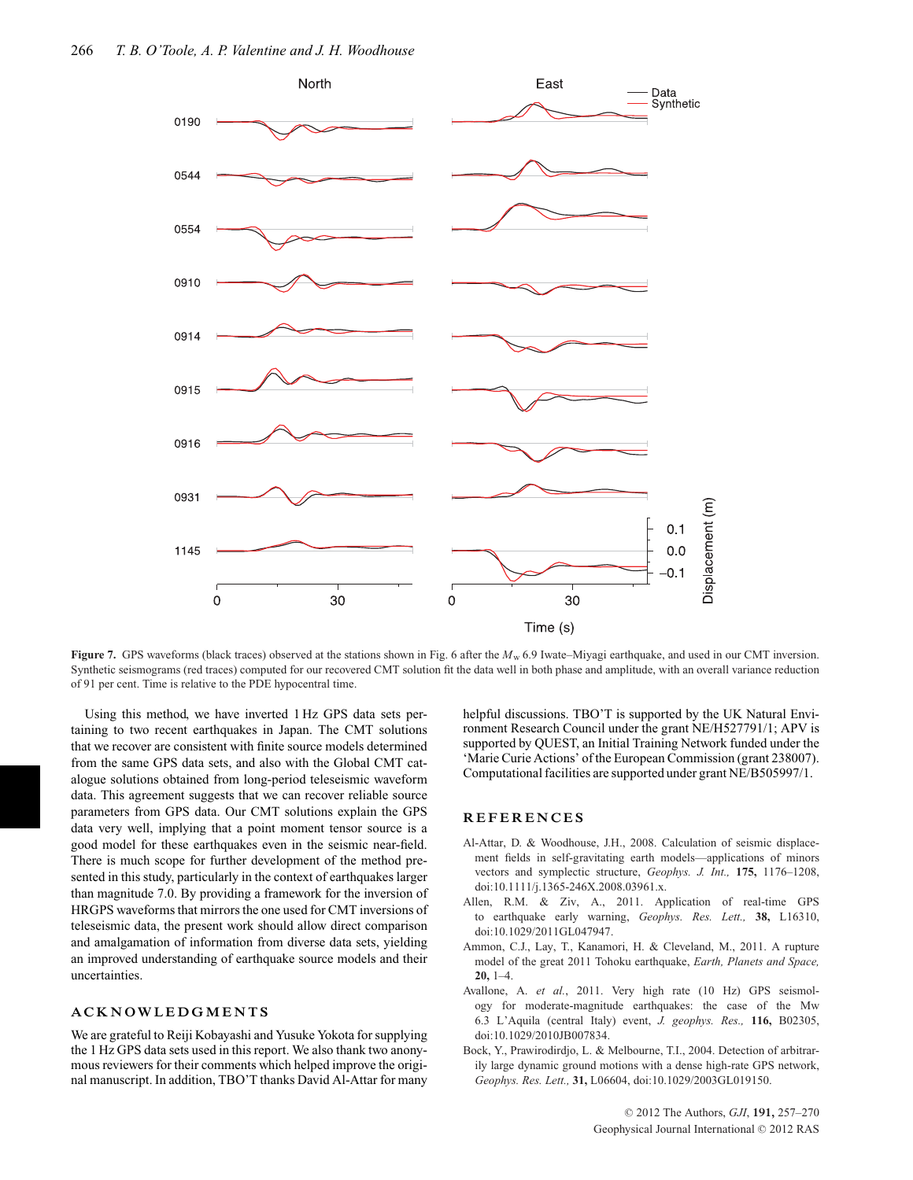**Figure 7.** GPS waveforms (black traces) observed at the stations shown in Fig. 6 after the $M_w$ 6.9 Iwate–Miyagi earthquake, and used in our CMT inversion. Synthetic seismograms (red traces) computed for our recovered CMT solution fit the data well in both phase and amplitude, with an overall variance reduction of 91 per cent. Time is relative to the PDE hypocentral time.

Using this method, we have inverted 1 Hz GPS data sets pertaining to two recent earthquakes in Japan. The CMT solutions that we recover are consistent with finite source models determined from the same GPS data sets, and also with the Global CMT catalogue solutions obtained from long-period teleseismic waveform data. This agreement suggests that we can recover reliable source parameters from GPS data. Our CMT solutions explain the GPS data very well, implying that a point moment tensor source is a good model for these earthquakes even in the seismic near-field. There is much scope for further development of the method presented in this study, particularly in the context of earthquakes larger than magnitude 7.0. By providing a framework for the inversion of HRGPS waveforms that mirrors the one used for CMT inversions of teleseismic data, the present work should allow direct comparison and amalgamation of information from diverse data sets, yielding an improved understanding of earthquake source models and their uncertainties.

## ACKNOWLEDGMENTS

We are grateful to Reiji Kobayashi and Yusuke Yokota for supplying the 1 Hz GPS data sets used in this report. We also thank two anonymous reviewers for their comments which helped improve the original manuscript. In addition, TBO'T thanks David Al-Attar for many helpful discussions. TBO'T is supported by the UK Natural Environment Research Council under the grant NE/H527791/1; APV is supported by QUEST, an Initial Training Network funded under the 'Marie Curie Actions' of the European Commission (grant 238007). Computational facilities are supported under grant NE/B505997/1.

## REFERENCES

Al-Attar, D. & Woodhouse, J.H., 2008. Calculation of seismic displacement fields in self-gravitating earth models—applications of minors vectors and symplectic structure, *Geophys. J. Int.,* **175,** 1176–1208, doi:10.1111/j.1365-246X.2008.03961.x.

Allen, R.M. & Ziv, A., 2011. Application of real-time GPS to earthquake early warning, *Geophys. Res. Lett.,* **38,** L16310, doi:10.1029/2011GL047947.

Ammon, C.J., Lay, T., Kanamori, H. & Cleveland, M., 2011. A rupture model of the great 2011 Tohoku earthquake, *Earth, Planets and Space,* **20,** 1–4.

Avallone, A. *et al.*, 2011. Very high rate (10 Hz) GPS seismology for moderate-magnitude earthquakes: the case of the Mw 6.3 L'Aquila (central Italy) event, *J. geophys. Res.,* **116,** B02305, doi:10.1029/2010JB007834.

Bock, Y., Prawirodirdjo, L. & Melbourne, T.I., 2004. Detection of arbitrarily large dynamic ground motions with a dense high-rate GPS network, *Geophys. Res. Lett.,* **31,** L06604, doi:10.1029/2003GL019150.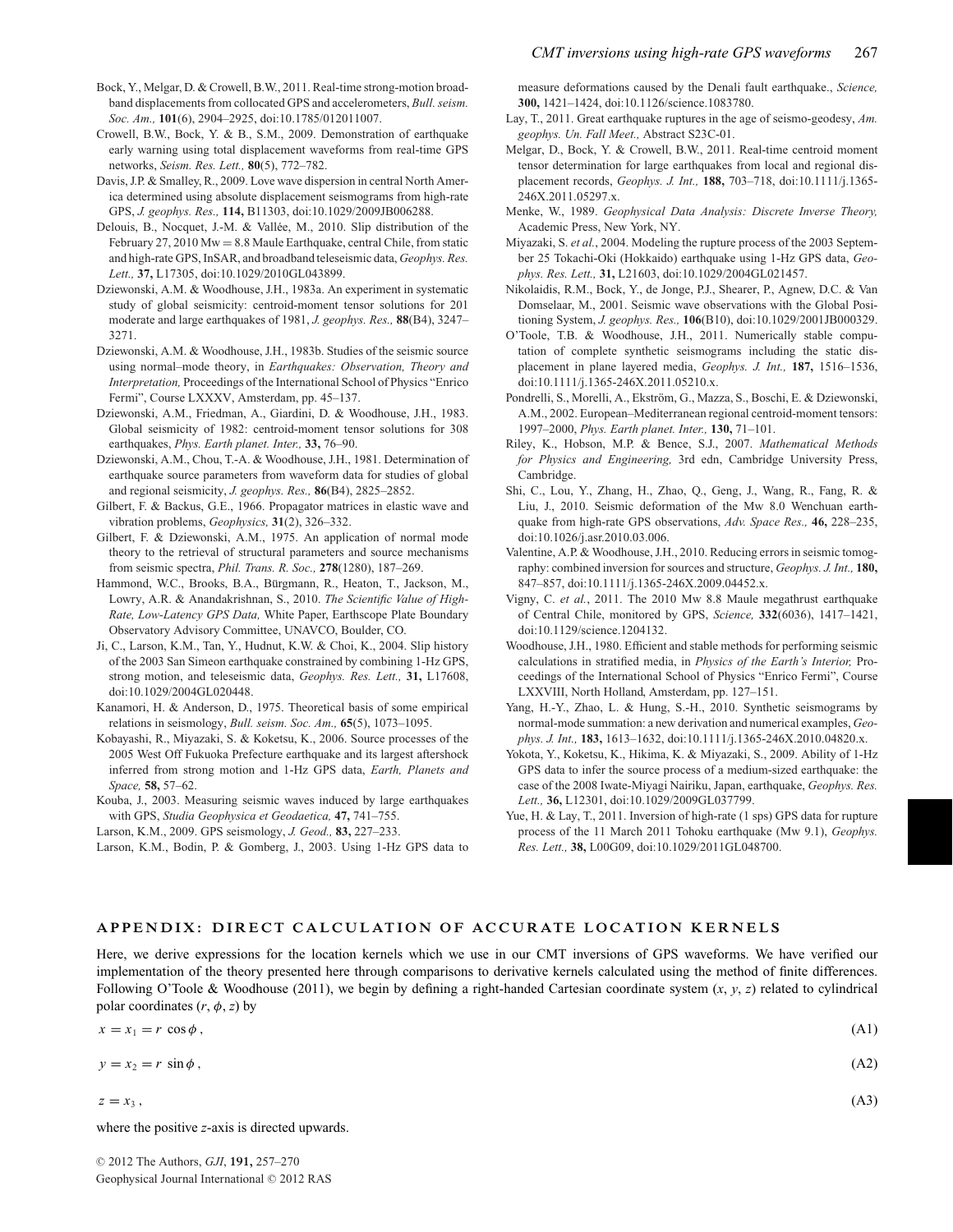Bock, Y., Melgar, D. & Crowell, B.W., 2011. Real-time strong-motion broadband displacements from collocated GPS and accelerometers, *Bull. seism. Soc. Am.,* **101**(6), 2904–2925, doi:10.1785/012011007.

Crowell, B.W., Bock, Y. & B., S.M., 2009. Demonstration of earthquake early warning using total displacement waveforms from real-time GPS networks, *Seism. Res. Lett.,* **80**(5), 772–782.

Davis, J.P. & Smalley, R., 2009. Love wave dispersion in central North America determined using absolute displacement seismograms from high-rate GPS, *J. geophys. Res.,* **114,** B11303, doi:10.1029/2009JB006288.

Delouis, B., Nocquet, J.-M. & Vallée, M., 2010. Slip distribution of the February 27, 2010 Mw = 8.8 Maule Earthquake, central Chile, from static and high-rate GPS, InSAR, and broadband teleseismic data, *Geophys. Res. Lett.,* **37,** L17305, doi:10.1029/2010GL043899.

Dziewonski, A.M. & Woodhouse, J.H., 1983a. An experiment in systematic study of global seismicity: centroid-moment tensor solutions for 201 moderate and large earthquakes of 1981, *J. geophys. Res.,* **88**(B4), 3247–3271.

Dziewonski, A.M. & Woodhouse, J.H., 1983b. Studies of the seismic source using normal–mode theory, in *Earthquakes: Observation, Theory and Interpretation,* Proceedings of the International School of Physics "Enrico Fermi", Course LXXXV, Amsterdam, pp. 45–137.

Dziewonski, A.M., Friedman, A., Giardini, D. & Woodhouse, J.H., 1983. Global seismicity of 1982: centroid-moment tensor solutions for 308 earthquakes, *Phys. Earth planet. Inter.,* **33,** 76–90.

Dziewonski, A.M., Chou, T.-A. & Woodhouse, J.H., 1981. Determination of earthquake source parameters from waveform data for studies of global and regional seismicity, *J. geophys. Res.,* **86**(B4), 2825–2852.

Gilbert, F. & Backus, G.E., 1966. Propagator matrices in elastic wave and vibration problems, *Geophysics,* **31**(2), 326–332.

Gilbert, F. & Dziewonski, A.M., 1975. An application of normal mode theory to the retrieval of structural parameters and source mechanisms from seismic spectra, *Phil. Trans. R. Soc.,* **278**(1280), 187–269.

Hammond, W.C., Brooks, B.A., Bürgmann, R., Heaton, T., Jackson, M., Lowry, A.R. & Anandakrishnan, S., 2010. *The Scientific Value of High-Rate, Low-Latency GPS Data,* White Paper, Earthscope Plate Boundary Observatory Advisory Committee, UNAVCO, Boulder, CO.

Ji, C., Larson, K.M., Tan, Y., Hudnut, K.W. & Choi, K., 2004. Slip history of the 2003 San Simeon earthquake constrained by combining 1-Hz GPS, strong motion, and teleseismic data, *Geophys. Res. Lett.,* **31,** L17608, doi:10.1029/2004GL020448.

Kanamori, H. & Anderson, D., 1975. Theoretical basis of some empirical relations in seismology, *Bull. seism. Soc. Am.,* **65**(5), 1073–1095.

Kobayashi, R., Miyazaki, S. & Koketsu, K., 2006. Source processes of the 2005 West Off Fukuoka Prefecture earthquake and its largest aftershock inferred from strong motion and 1-Hz GPS data, *Earth, Planets and Space,* **58,** 57–62.

Kouba, J., 2003. Measuring seismic waves induced by large earthquakes with GPS, *Studia Geophysica et Geodaetica,* **47,** 741–755.

Larson, K.M., 2009. GPS seismology, *J. Geod.,* **83,** 227–233.

Larson, K.M., Bodin, P. & Gomberg, J., 2003. Using 1-Hz GPS data to measure deformations caused by the Denali fault earthquake., *Science,* **300,** 1421–1424, doi:10.1126/science.1083780.

Lay, T., 2011. Great earthquake ruptures in the age of seismo-geodesy, *Am. geophys. Un. Fall Meet.,* Abstract S23C-01.

Melgar, D., Bock, Y. & Crowell, B.W., 2011. Real-time centroid moment tensor determination for large earthquakes from local and regional displacement records, *Geophys. J. Int.,* **188,** 703–718, doi:10.1111/j.1365-246X.2011.05297.x.

Menke, W., 1989. *Geophysical Data Analysis: Discrete Inverse Theory,* Academic Press, New York, NY.

Miyazaki, S. *et al.*, 2004. Modeling the rupture process of the 2003 September 25 Tokachi-Oki (Hokkaido) earthquake using 1-Hz GPS data, *Geophys. Res. Lett.,* **31,** L21603, doi:10.1029/2004GL021457.

Nikolaidis, R.M., Bock, Y., de Jonge, P.J., Shearer, P., Agnew, D.C. & Van Domselaar, M., 2001. Seismic wave observations with the Global Positioning System, *J. geophys. Res.,* **106**(B10), doi:10.1029/2001JB000329.

O'Toole, T.B. & Woodhouse, J.H., 2011. Numerically stable computation of complete synthetic seismograms including the static displacement in plane layered media, *Geophys. J. Int.,* **187,** 1516–1536, doi:10.1111/j.1365-246X.2011.05210.x.

Pondrelli, S., Morelli, A., Ekström, G., Mazza, S., Boschi, E. & Dziewonski, A.M., 2002. European–Mediterranean regional centroid-moment tensors: 1997–2000, *Phys. Earth planet. Inter.,* **130,** 71–101.

Riley, K., Hobson, M.P. & Bence, S.J., 2007. *Mathematical Methods for Physics and Engineering,* 3rd edn, Cambridge University Press, Cambridge.

Shi, C., Lou, Y., Zhang, H., Zhao, Q., Geng, J., Wang, R., Fang, R. & Liu, J., 2010. Seismic deformation of the Mw 8.0 Wenchuan earthquake from high-rate GPS observations, *Adv. Space Res.,* **46,** 228–235, doi:10.1026/j.asr.2010.03.006.

Valentine, A.P. & Woodhouse, J.H., 2010. Reducing errors in seismic tomography: combined inversion for sources and structure, *Geophys. J. Int.,* **180,** 847–857, doi:10.1111/j.1365-246X.2009.04452.x.

Vigny, C. *et al.*, 2011. The 2010 Mw 8.8 Maule megathrust earthquake of Central Chile, monitored by GPS, *Science,* **332**(6036), 1417–1421, doi:10.1129/science.1204132.

Woodhouse, J.H., 1980. Efficient and stable methods for performing seismic calculations in stratified media, in *Physics of the Earth's Interior,* Proceedings of the International School of Physics "Enrico Fermi", Course LXXVIII, North Holland, Amsterdam, pp. 127–151.

Yang, H.-Y., Zhao, L. & Hung, S.-H., 2010. Synthetic seismograms by normal-mode summation: a new derivation and numerical examples, *Geophys. J. Int.,* **183,** 1613–1632, doi:10.1111/j.1365-246X.2010.04820.x.

Yokota, Y., Koketsu, K., Hikima, K. & Miyazaki, S., 2009. Ability of 1-Hz GPS data to infer the source process of a medium-sized earthquake: the case of the 2008 Iwate-Miyagi Nairiku, Japan, earthquake, *Geophys. Res. Lett.,* **36,** L12301, doi:10.1029/2009GL037799.

Yue, H. & Lay, T., 2011. Inversion of high-rate (1 sps) GPS data for rupture process of the 11 March 2011 Tohoku earthquake (Mw 9.1), *Geophys. Res. Lett.,* **38,** L00G09, doi:10.1029/2011GL048700.

## APPENDIX: DIRECT CALCULATION OF ACCURATE LOCATION KERNELS

Here, we derive expressions for the location kernels which we use in our CMT inversions of GPS waveforms. We have verified our implementation of the theory presented here through comparisons to derivative kernels calculated using the method of finite differences. Following O'Toole & Woodhouse (2011), we begin by defining a right-handed Cartesian coordinate system $(x, y, z)$ related to cylindrical polar coordinates $(r, \phi, z)$ by

$$x = x_1 = r\,\cos\phi\,, \tag{A1}$$

$$y = x_2 = r\,\sin\phi\,, \tag{A2}$$

$$z = x_3\,, \tag{A3}$$

where the positive $z$-axis is directed upwards.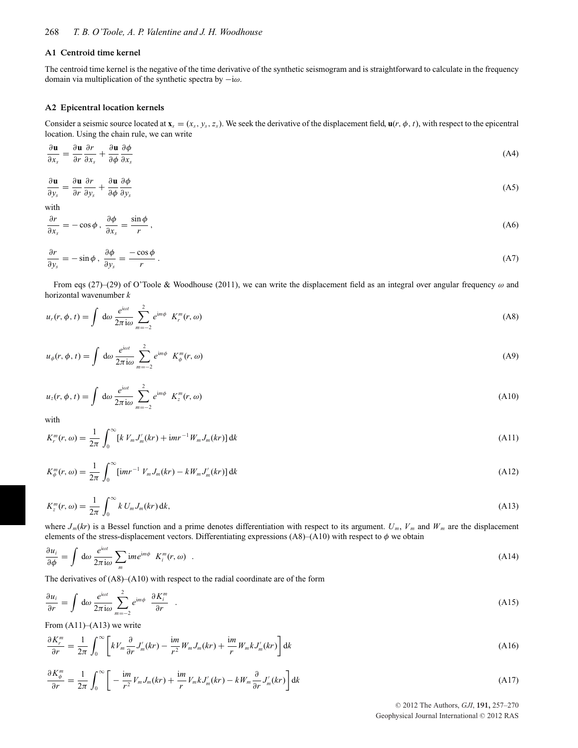### A1 Centroid time kernel

The centroid time kernel is the negative of the time derivative of the synthetic seismogram and is straightforward to calculate in the frequency domain via multiplication of the synthetic spectra by $-\mathrm{i}\omega$.

### A2 Epicentral location kernels

Consider a seismic source located at $\mathbf{x}_s = (x_s, y_s, z_s)$. We seek the derivative of the displacement field, $\mathbf{u}(r, \phi, t)$, with respect to the epicentral location. Using the chain rule, we can write

$$\frac{\partial \mathbf{u}}{\partial x_s} = \frac{\partial \mathbf{u}}{\partial r}\frac{\partial r}{\partial x_s} + \frac{\partial \mathbf{u}}{\partial \phi}\frac{\partial \phi}{\partial x_s} \tag{A4}$$

$$\frac{\partial \mathbf{u}}{\partial y_s} = \frac{\partial \mathbf{u}}{\partial r}\frac{\partial r}{\partial y_s} + \frac{\partial \mathbf{u}}{\partial \phi}\frac{\partial \phi}{\partial y_s} \tag{A5}$$

with

$$\frac{\partial r}{\partial x_s} = -\cos\phi\,,\ \frac{\partial \phi}{\partial x_s} = \frac{\sin\phi}{r}\,, \tag{A6}$$

$$\frac{\partial r}{\partial y_s} = -\sin\phi\,,\ \frac{\partial \phi}{\partial y_s} = \frac{-\cos\phi}{r}\,. \tag{A7}$$

From eqs (27)–(29) of O'Toole & Woodhouse (2011), we can write the displacement field as an integral over angular frequency $\omega$ and horizontal wavenumber $k$

$$u_r(r, \phi, t) = \int \mathrm{d}\omega\, \frac{e^{\mathrm{i}\omega t}}{2\pi \mathrm{i}\omega} \sum_{m=-2}^{2} e^{\mathrm{i}m\phi}\ K_r^m(r, \omega) \tag{A8}$$

$$u_\phi(r, \phi, t) = \int \mathrm{d}\omega\, \frac{e^{\mathrm{i}\omega t}}{2\pi \mathrm{i}\omega} \sum_{m=-2}^{2} e^{\mathrm{i}m\phi}\ K_\phi^m(r, \omega) \tag{A9}$$

$$u_z(r, \phi, t) = \int \mathrm{d}\omega\, \frac{e^{\mathrm{i}\omega t}}{2\pi \mathrm{i}\omega} \sum_{m=-2}^{2} e^{\mathrm{i}m\phi}\ K_z^m(r, \omega) \tag{A10}$$

with

$$K_r^m(r, \omega) = \frac{1}{2\pi}\int_0^\infty [k\, V_m J_m'(kr) + \mathrm{i}mr^{-1} W_m J_m(kr)]\, \mathrm{d}k \tag{A11}$$

$$K_\phi^m(r, \omega) = \frac{1}{2\pi}\int_0^\infty [\mathrm{i}mr^{-1}\, V_m J_m(kr) - kW_m J_m'(kr)]\, \mathrm{d}k \tag{A12}$$

$$K_z^m(r, \omega) = \frac{1}{2\pi}\int_0^\infty k\, U_m J_m(kr)\, \mathrm{d}k, \tag{A13}$$

where $J_m(kr)$ is a Bessel function and a prime denotes differentiation with respect to its argument. $U_m$, $V_m$ and $W_m$ are the displacement elements of the stress-displacement vectors. Differentiating expressions (A8)–(A10) with respect to $\phi$ we obtain

$$\frac{\partial u_i}{\partial \phi} = \int \mathrm{d}\omega\, \frac{e^{\mathrm{i}\omega t}}{2\pi \mathrm{i}\omega} \sum_m \mathrm{i}m e^{\mathrm{i}m\phi}\ K_i^m(r, \omega)\quad . \tag{A14}$$

The derivatives of (A8)–(A10) with respect to the radial coordinate are of the form

$$\frac{\partial u_i}{\partial r} = \int \mathrm{d}\omega\, \frac{e^{\mathrm{i}\omega t}}{2\pi \mathrm{i}\omega} \sum_{m=-2}^{2} e^{\mathrm{i}m\phi}\ \frac{\partial K_i^m}{\partial r}\quad . \tag{A15}$$

From (A11)–(A13) we write

$$\frac{\partial K_r^m}{\partial r} = \frac{1}{2\pi}\int_0^\infty \left[ kV_m \frac{\partial}{\partial r} J_m'(kr) - \frac{\mathrm{i}m}{r^2} W_m J_m(kr) + \frac{\mathrm{i}m}{r} W_m k J_m'(kr)\right] \mathrm{d}k \tag{A16}$$

$$\frac{\partial K_\phi^m}{\partial r} = \frac{1}{2\pi}\int_0^\infty \left[ -\frac{\mathrm{i}m}{r^2} V_m J_m(kr) + \frac{\mathrm{i}m}{r} V_m k J_m'(kr) - kW_m \frac{\partial}{\partial r} J_m'(kr)\right] \mathrm{d}k \tag{A17}$$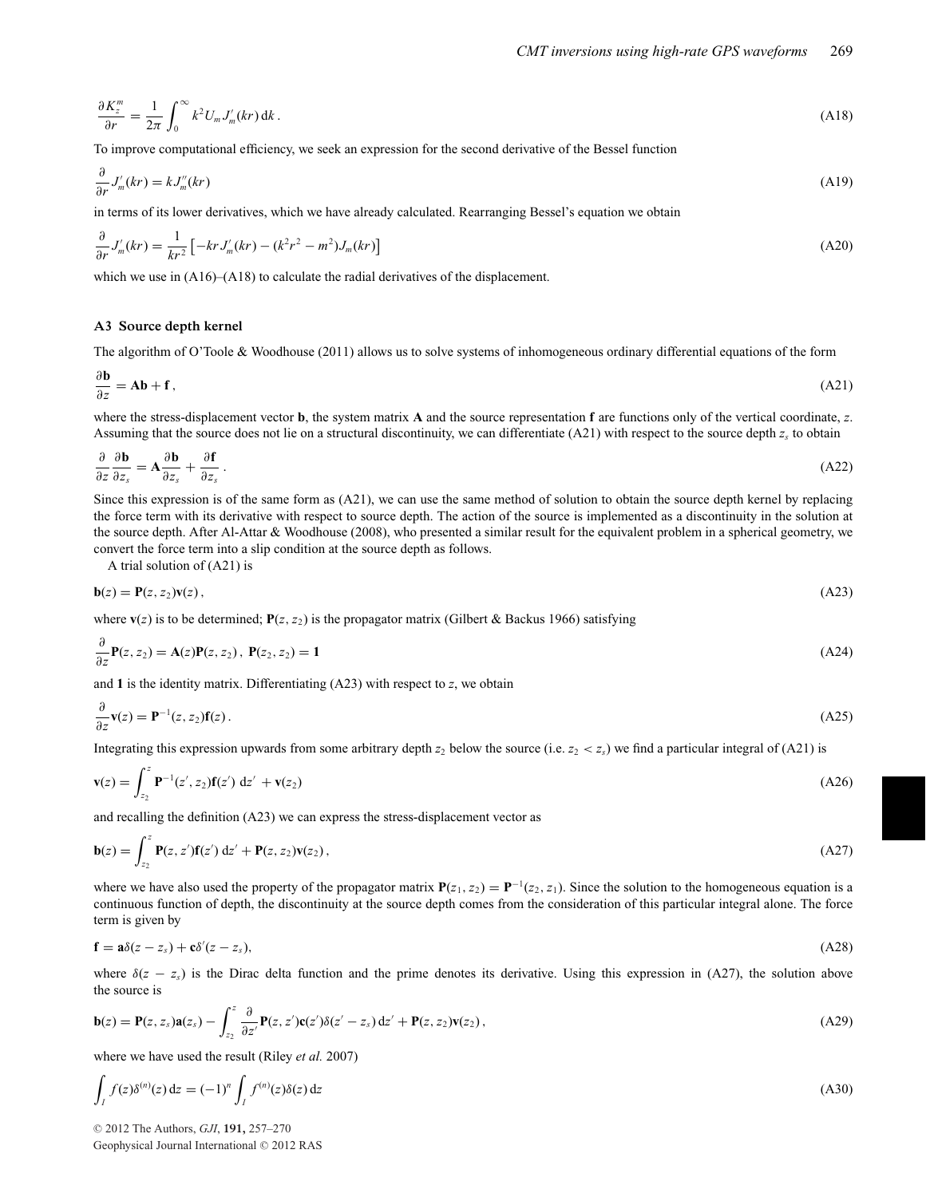$$\frac{\partial K_z^m}{\partial r} = \frac{1}{2\pi} \int_0^\infty k^2 U_m J_m'(kr)\, \mathrm{d}k\,. \tag{A18}$$

To improve computational efficiency, we seek an expression for the second derivative of the Bessel function

$$\frac{\partial}{\partial r} J_m'(kr) = k J_m''(kr) \tag{A19}$$

in terms of its lower derivatives, which we have already calculated. Rearranging Bessel's equation we obtain

$$\frac{\partial}{\partial r} J_m'(kr) = \frac{1}{kr^2} \left[ -kr J_m'(kr) - (k^2 r^2 - m^2) J_m(kr) \right] \tag{A20}$$

which we use in (A16)–(A18) to calculate the radial derivatives of the displacement.

### A3 Source depth kernel

The algorithm of O'Toole & Woodhouse (2011) allows us to solve systems of inhomogeneous ordinary differential equations of the form

$$\frac{\partial \mathbf{b}}{\partial z} = \mathbf{A}\mathbf{b} + \mathbf{f}\,, \tag{A21}$$

where the stress-displacement vector $\mathbf{b}$, the system matrix $\mathbf{A}$ and the source representation $\mathbf{f}$ are functions only of the vertical coordinate, $z$. Assuming that the source does not lie on a structural discontinuity, we can differentiate (A21) with respect to the source depth $z_s$ to obtain

$$\frac{\partial}{\partial z} \frac{\partial \mathbf{b}}{\partial z_s} = \mathbf{A} \frac{\partial \mathbf{b}}{\partial z_s} + \frac{\partial \mathbf{f}}{\partial z_s}\,. \tag{A22}$$

Since this expression is of the same form as (A21), we can use the same method of solution to obtain the source depth kernel by replacing the force term with its derivative with respect to source depth. The action of the source is implemented as a discontinuity in the solution at the source depth. After Al-Attar & Woodhouse (2008), who presented a similar result for the equivalent problem in a spherical geometry, we convert the force term into a slip condition at the source depth as follows.

A trial solution of (A21) is

$$\mathbf{b}(z) = \mathbf{P}(z, z_2)\mathbf{v}(z)\,, \tag{A23}$$

where $\mathbf{v}(z)$ is to be determined; $\mathbf{P}(z, z_2)$ is the propagator matrix (Gilbert & Backus 1966) satisfying

$$\frac{\partial}{\partial z} \mathbf{P}(z, z_2) = \mathbf{A}(z)\mathbf{P}(z, z_2)\,,\ \mathbf{P}(z_2, z_2) = \mathbf{1} \tag{A24}$$

and $\mathbf{1}$ is the identity matrix. Differentiating (A23) with respect to $z$, we obtain

$$\frac{\partial}{\partial z} \mathbf{v}(z) = \mathbf{P}^{-1}(z, z_2)\mathbf{f}(z)\,. \tag{A25}$$

Integrating this expression upwards from some arbitrary depth $z_2$ below the source (i.e. $z_2 < z_s$) we find a particular integral of (A21) is

$$\mathbf{v}(z) = \int_{z_2}^{z} \mathbf{P}^{-1}(z', z_2)\mathbf{f}(z')\ \mathrm{d}z' + \mathbf{v}(z_2) \tag{A26}$$

and recalling the definition (A23) we can express the stress-displacement vector as

$$\mathbf{b}(z) = \int_{z_2}^{z} \mathbf{P}(z, z')\mathbf{f}(z')\ \mathrm{d}z' + \mathbf{P}(z, z_2)\mathbf{v}(z_2)\,, \tag{A27}$$

where we have also used the property of the propagator matrix $\mathbf{P}(z_1, z_2) = \mathbf{P}^{-1}(z_2, z_1)$. Since the solution to the homogeneous equation is a continuous function of depth, the discontinuity at the source depth comes from the consideration of this particular integral alone. The force term is given by

$$\mathbf{f} = \mathbf{a}\delta(z - z_s) + \mathbf{c}\delta'(z - z_s), \tag{A28}$$

where $\delta(z - z_s)$ is the Dirac delta function and the prime denotes its derivative. Using this expression in (A27), the solution above the source is

$$\mathbf{b}(z) = \mathbf{P}(z, z_s)\mathbf{a}(z_s) - \int_{z_2}^{z} \frac{\partial}{\partial z'} \mathbf{P}(z, z')\mathbf{c}(z')\delta(z' - z_s)\,\mathrm{d}z' + \mathbf{P}(z, z_2)\mathbf{v}(z_2)\,, \tag{A29}$$

where we have used the result (Riley *et al.* 2007)

$$\int_I f(z)\delta^{(n)}(z)\,\mathrm{d}z = (-1)^n \int_I f^{(n)}(z)\delta(z)\,\mathrm{d}z \tag{A30}$$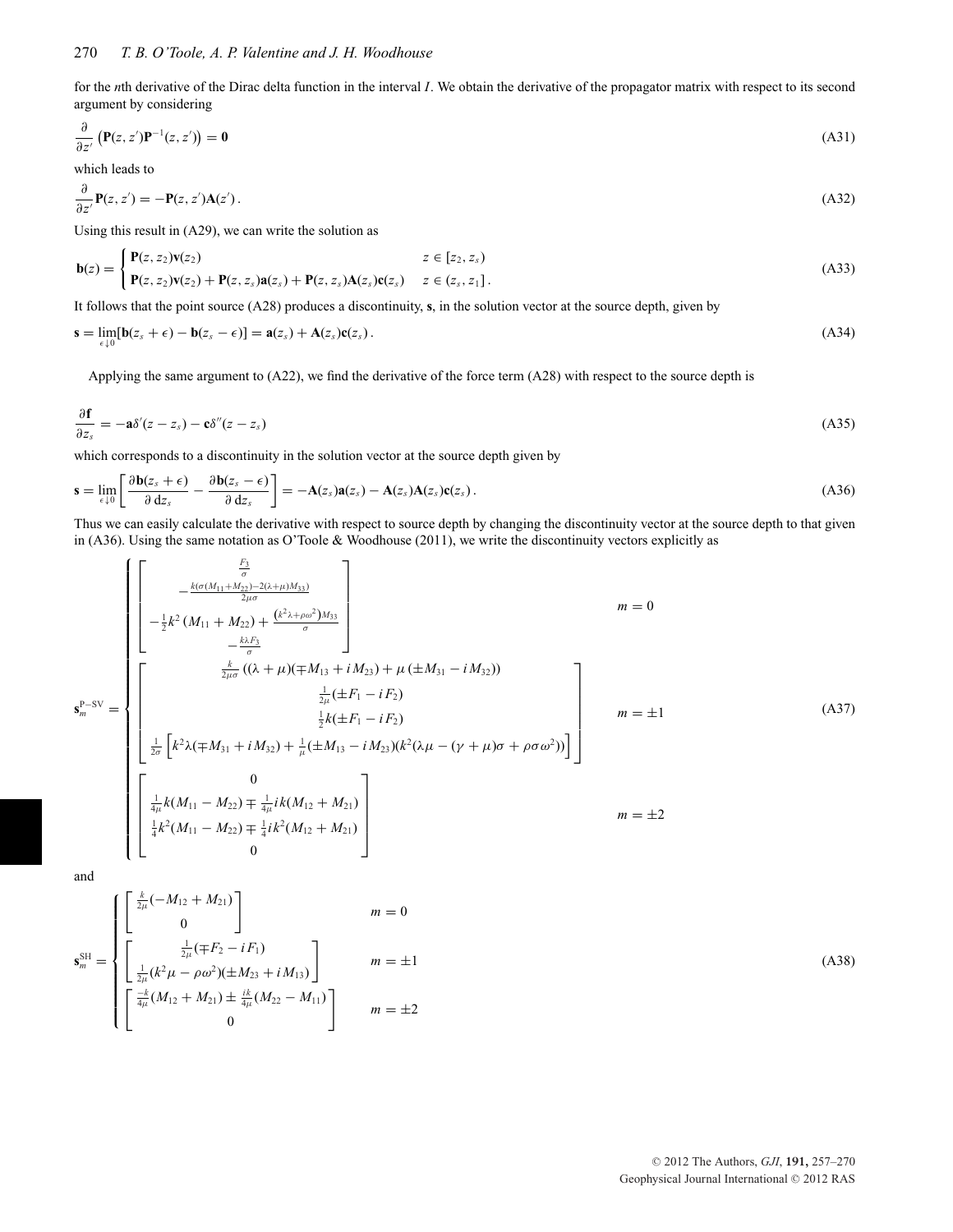for the $n$th derivative of the Dirac delta function in the interval $I$. We obtain the derivative of the propagator matrix with respect to its second argument by considering

$$\frac{\partial}{\partial z'}\left(\mathbf{P}(z,z')\mathbf{P}^{-1}(z,z')\right) = \mathbf{0} \tag{A31}$$

which leads to

$$\frac{\partial}{\partial z'}\mathbf{P}(z,z') = -\mathbf{P}(z,z')\mathbf{A}(z')\,. \tag{A32}$$

Using this result in (A29), we can write the solution as

$$\mathbf{b}(z) = \begin{cases} \mathbf{P}(z,z_2)\mathbf{v}(z_2) & z \in [z_2, z_s) \\ \mathbf{P}(z,z_2)\mathbf{v}(z_2) + \mathbf{P}(z,z_s)\mathbf{a}(z_s) + \mathbf{P}(z,z_s)\mathbf{A}(z_s)\mathbf{c}(z_s) & z \in (z_s, z_1]\,. \end{cases} \tag{A33}$$

It follows that the point source (A28) produces a discontinuity, $\mathbf{s}$, in the solution vector at the source depth, given by

$$\mathbf{s} = \lim_{\epsilon \downarrow 0}[\mathbf{b}(z_s+\epsilon) - \mathbf{b}(z_s-\epsilon)] = \mathbf{a}(z_s) + \mathbf{A}(z_s)\mathbf{c}(z_s)\,. \tag{A34}$$

Applying the same argument to (A22), we find the derivative of the force term (A28) with respect to the source depth is

$$\frac{\partial \mathbf{f}}{\partial z_s} = -\mathbf{a}\delta'(z-z_s) - \mathbf{c}\delta''(z-z_s) \tag{A35}$$

which corresponds to a discontinuity in the solution vector at the source depth given by

$$\mathbf{s} = \lim_{\epsilon \downarrow 0}\left[\frac{\partial \mathbf{b}(z_s+\epsilon)}{\partial\, \mathrm{d}z_s} - \frac{\partial \mathbf{b}(z_s-\epsilon)}{\partial\, \mathrm{d}z_s}\right] = -\mathbf{A}(z_s)\mathbf{a}(z_s) - \mathbf{A}(z_s)\mathbf{A}(z_s)\mathbf{c}(z_s)\,. \tag{A36}$$

Thus we can easily calculate the derivative with respect to source depth by changing the discontinuity vector at the source depth to that given in (A36). Using the same notation as O'Toole & Woodhouse (2011), we write the discontinuity vectors explicitly as

$$\mathbf{s}_m^{\mathrm{P-SV}} = \begin{cases} \begin{bmatrix} \frac{F_3}{\sigma} \\ -\frac{k(\sigma(M_{11}+M_{22})-2(\lambda+\mu)M_{33})}{2\mu\sigma} \\ -\frac{1}{2}k^2\left(M_{11}+M_{22}\right) + \frac{\left(k^2\lambda+\rho\omega^2\right)M_{33}}{\sigma} \\ -\frac{k\lambda F_3}{\sigma} \end{bmatrix} & m=0 \\ \begin{bmatrix} \frac{k}{2\mu\sigma}\left((\lambda+\mu)(\mp M_{13}+iM_{23}) + \mu\left(\pm M_{31} - iM_{32}\right)\right) \\ \frac{1}{2\mu}(\pm F_1 - iF_2) \\ \frac{1}{2}k(\pm F_1 - iF_2) \\ \frac{1}{2\sigma}\left[k^2\lambda(\mp M_{31}+iM_{32}) + \frac{1}{\mu}(\pm M_{13} - iM_{23})(k^2(\lambda\mu - (\gamma+\mu)\sigma + \rho\sigma\omega^2))\right] \end{bmatrix} & m=\pm 1 \\ \begin{bmatrix} 0 \\ \frac{1}{4\mu}k(M_{11}-M_{22}) \mp \frac{1}{4\mu}ik(M_{12}+M_{21}) \\ \frac{1}{4}k^2(M_{11}-M_{22}) \mp \frac{1}{4}ik^2(M_{12}+M_{21}) \\ 0 \end{bmatrix} & m=\pm 2 \end{cases} \tag{A37}$$

and

$$\mathbf{s}_m^{\mathrm{SH}} = \begin{cases} \begin{bmatrix} \frac{k}{2\mu}(-M_{12}+M_{21}) \\ 0 \end{bmatrix} & m=0 \\ \begin{bmatrix} \frac{1}{2\mu}(\mp F_2 - iF_1) \\ \frac{1}{2\mu}(k^2\mu - \rho\omega^2)(\pm M_{23} + iM_{13}) \end{bmatrix} & m=\pm 1 \\ \begin{bmatrix} \frac{-k}{4\mu}(M_{12}+M_{21}) \pm \frac{ik}{4\mu}(M_{22}-M_{11}) \\ 0 \end{bmatrix} & m=\pm 2 \end{cases} \tag{A38}$$